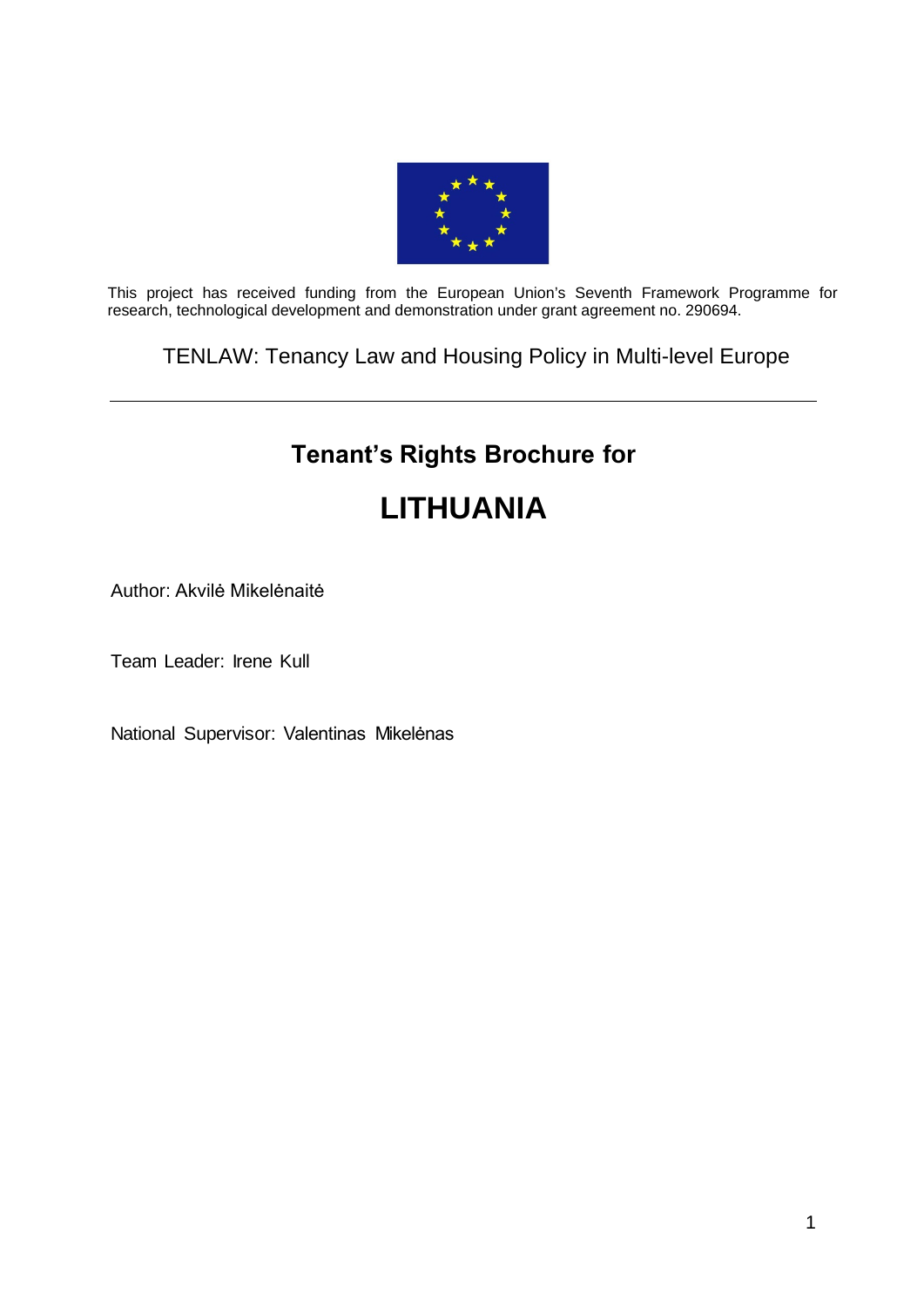This project has received funding from the European Union's Seventh Framework Programme for research, technological development and demonstration under grant agreement no. 290694.

TENLAW: Tenancy Law and Housing Policy in Multi-level Europe

---

## Tenant's Rights Brochure for

# LITHUANIA

Author: Akvilė Mikelėnaitė

Team Leader: Irene Kull

National Supervisor: Valentinas Mikelėnas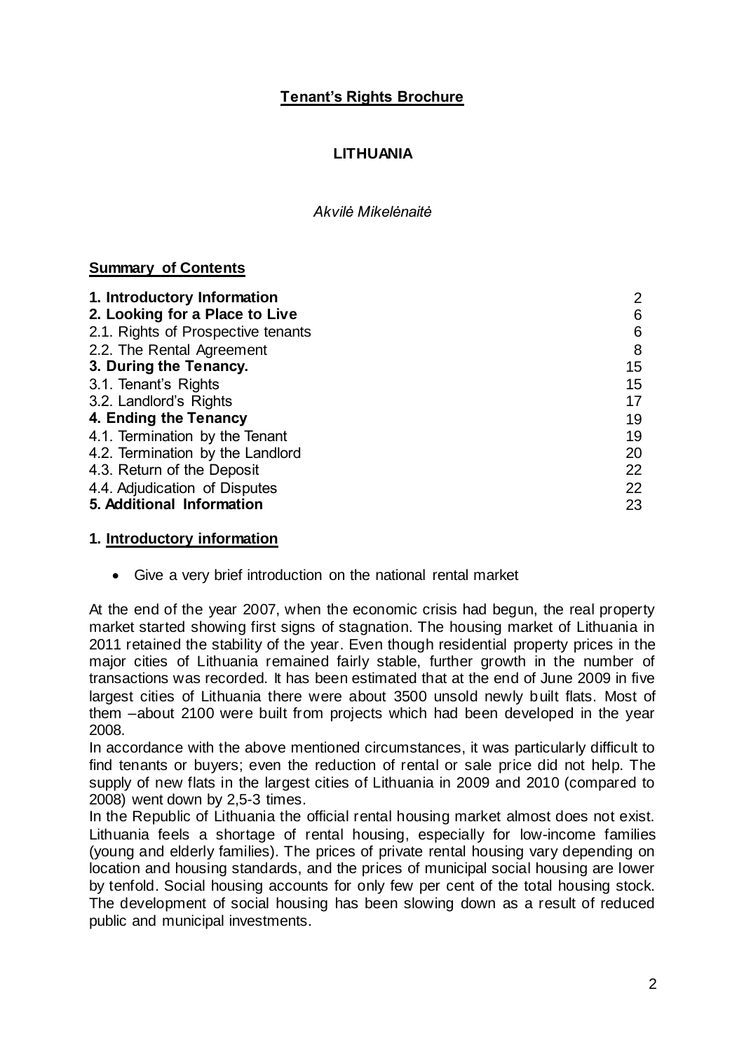**Tenant's Rights Brochure**

**LITHUANIA**

*Akvilė Mikelėnaitė*

**Summary of Contents**

| | |
|---|---|
| **1. Introductory Information** | 2 |
| **2. Looking for a Place to Live** | 6 |
| 2.1. Rights of Prospective tenants | 6 |
| 2.2. The Rental Agreement | 8 |
| **3. During the Tenancy.** | 15 |
| 3.1. Tenant's Rights | 15 |
| 3.2. Landlord's Rights | 17 |
| **4. Ending the Tenancy** | 19 |
| 4.1. Termination by the Tenant | 19 |
| 4.2. Termination by the Landlord | 20 |
| 4.3. Return of the Deposit | 22 |
| 4.4. Adjudication of Disputes | 22 |
| **5. Additional Information** | 23 |

## 1. Introductory information

- Give a very brief introduction on the national rental market

At the end of the year 2007, when the economic crisis had begun, the real property market started showing first signs of stagnation. The housing market of Lithuania in 2011 retained the stability of the year. Even though residential property prices in the major cities of Lithuania remained fairly stable, further growth in the number of transactions was recorded. It has been estimated that at the end of June 2009 in five largest cities of Lithuania there were about 3500 unsold newly built flats. Most of them –about 2100 were built from projects which had been developed in the year 2008.

In accordance with the above mentioned circumstances, it was particularly difficult to find tenants or buyers; even the reduction of rental or sale price did not help. The supply of new flats in the largest cities of Lithuania in 2009 and 2010 (compared to 2008) went down by 2,5-3 times.

In the Republic of Lithuania the official rental housing market almost does not exist. Lithuania feels a shortage of rental housing, especially for low-income families (young and elderly families). The prices of private rental housing vary depending on location and housing standards, and the prices of municipal social housing are lower by tenfold. Social housing accounts for only few per cent of the total housing stock. The development of social housing has been slowing down as a result of reduced public and municipal investments.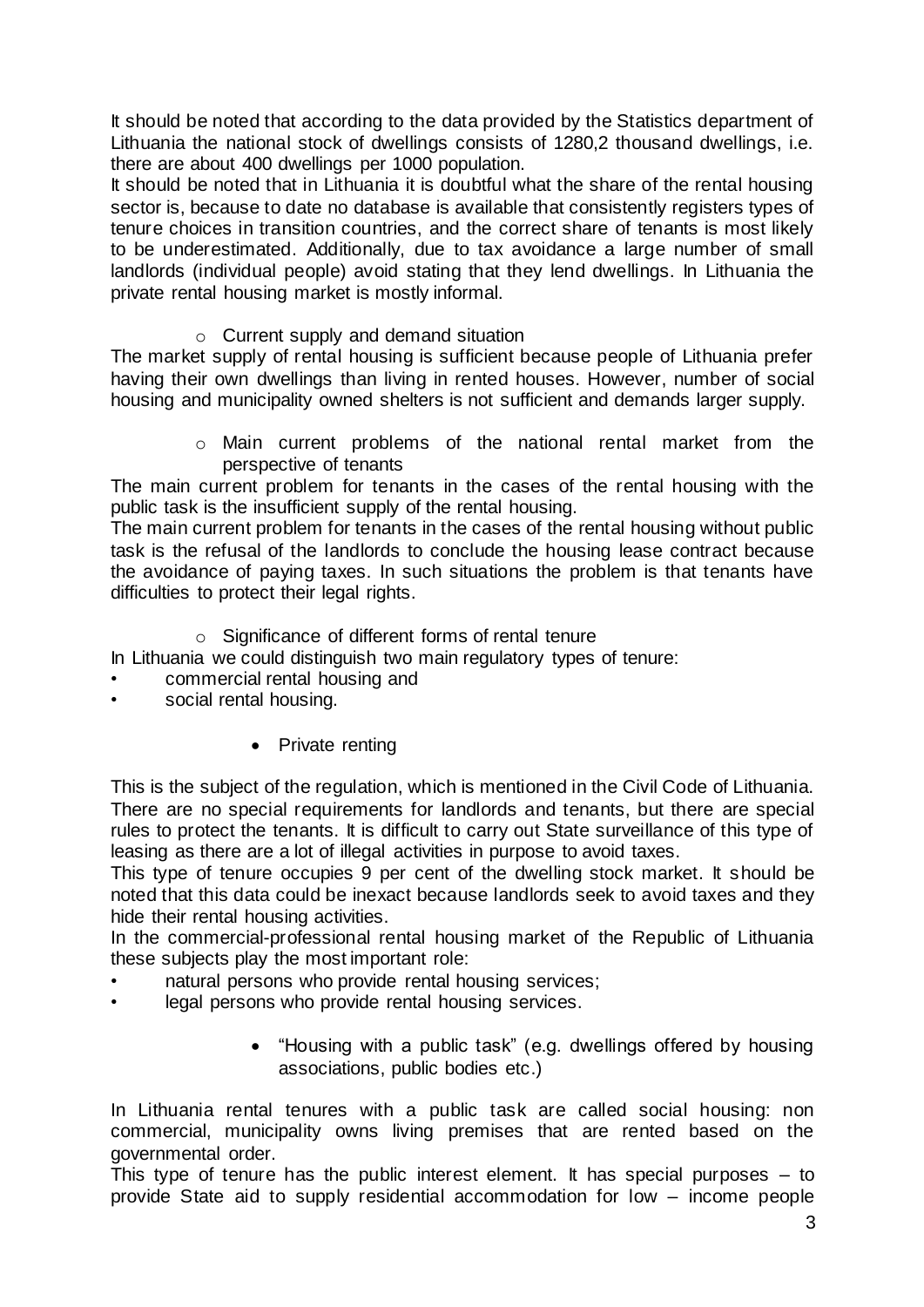It should be noted that according to the data provided by the Statistics department of Lithuania the national stock of dwellings consists of 1280,2 thousand dwellings, i.e. there are about 400 dwellings per 1000 population.

It should be noted that in Lithuania it is doubtful what the share of the rental housing sector is, because to date no database is available that consistently registers types of tenure choices in transition countries, and the correct share of tenants is most likely to be underestimated. Additionally, due to tax avoidance a large number of small landlords (individual people) avoid stating that they lend dwellings. In Lithuania the private rental housing market is mostly informal.

- Current supply and demand situation

The market supply of rental housing is sufficient because people of Lithuania prefer having their own dwellings than living in rented houses. However, number of social housing and municipality owned shelters is not sufficient and demands larger supply.

- Main current problems of the national rental market from the perspective of tenants

The main current problem for tenants in the cases of the rental housing with the public task is the insufficient supply of the rental housing.

The main current problem for tenants in the cases of the rental housing without public task is the refusal of the landlords to conclude the housing lease contract because the avoidance of paying taxes. In such situations the problem is that tenants have difficulties to protect their legal rights.

- Significance of different forms of rental tenure

In Lithuania we could distinguish two main regulatory types of tenure:

- commercial rental housing and
- social rental housing.

- Private renting

This is the subject of the regulation, which is mentioned in the Civil Code of Lithuania. There are no special requirements for landlords and tenants, but there are special rules to protect the tenants. It is difficult to carry out State surveillance of this type of leasing as there are a lot of illegal activities in purpose to avoid taxes.

This type of tenure occupies 9 per cent of the dwelling stock market. It should be noted that this data could be inexact because landlords seek to avoid taxes and they hide their rental housing activities.

In the commercial-professional rental housing market of the Republic of Lithuania these subjects play the most important role:

- natural persons who provide rental housing services;
- legal persons who provide rental housing services.

- "Housing with a public task" (e.g. dwellings offered by housing associations, public bodies etc.)

In Lithuania rental tenures with a public task are called social housing: non commercial, municipality owns living premises that are rented based on the governmental order.

This type of tenure has the public interest element. It has special purposes – to provide State aid to supply residential accommodation for low – income people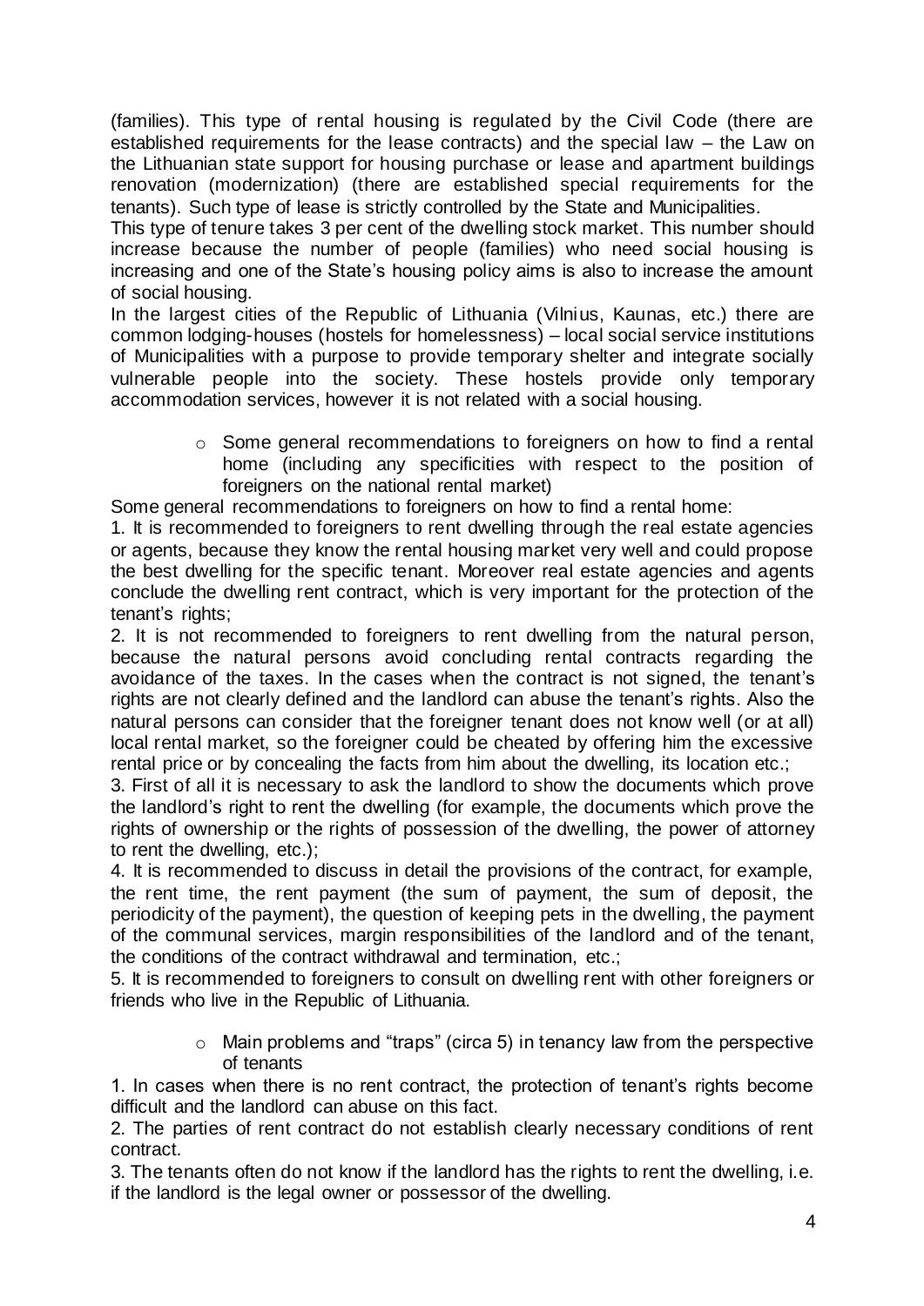(families). This type of rental housing is regulated by the Civil Code (there are established requirements for the lease contracts) and the special law – the Law on the Lithuanian state support for housing purchase or lease and apartment buildings renovation (modernization) (there are established special requirements for the tenants). Such type of lease is strictly controlled by the State and Municipalities.

This type of tenure takes 3 per cent of the dwelling stock market. This number should increase because the number of people (families) who need social housing is increasing and one of the State's housing policy aims is also to increase the amount of social housing.

In the largest cities of the Republic of Lithuania (Vilnius, Kaunas, etc.) there are common lodging-houses (hostels for homelessness) – local social service institutions of Municipalities with a purpose to provide temporary shelter and integrate socially vulnerable people into the society. These hostels provide only temporary accommodation services, however it is not related with a social housing.

- Some general recommendations to foreigners on how to find a rental home (including any specificities with respect to the position of foreigners on the national rental market)

Some general recommendations to foreigners on how to find a rental home:

1. It is recommended to foreigners to rent dwelling through the real estate agencies or agents, because they know the rental housing market very well and could propose the best dwelling for the specific tenant. Moreover real estate agencies and agents conclude the dwelling rent contract, which is very important for the protection of the tenant's rights;
2. It is not recommended to foreigners to rent dwelling from the natural person, because the natural persons avoid concluding rental contracts regarding the avoidance of the taxes. In the cases when the contract is not signed, the tenant's rights are not clearly defined and the landlord can abuse the tenant's rights. Also the natural persons can consider that the foreigner tenant does not know well (or at all) local rental market, so the foreigner could be cheated by offering him the excessive rental price or by concealing the facts from him about the dwelling, its location etc.;
3. First of all it is necessary to ask the landlord to show the documents which prove the landlord's right to rent the dwelling (for example, the documents which prove the rights of ownership or the rights of possession of the dwelling, the power of attorney to rent the dwelling, etc.);
4. It is recommended to discuss in detail the provisions of the contract, for example, the rent time, the rent payment (the sum of payment, the sum of deposit, the periodicity of the payment), the question of keeping pets in the dwelling, the payment of the communal services, margin responsibilities of the landlord and of the tenant, the conditions of the contract withdrawal and termination, etc.;
5. It is recommended to foreigners to consult on dwelling rent with other foreigners or friends who live in the Republic of Lithuania.

- Main problems and "traps" (circa 5) in tenancy law from the perspective of tenants

1. In cases when there is no rent contract, the protection of tenant's rights become difficult and the landlord can abuse on this fact.
2. The parties of rent contract do not establish clearly necessary conditions of rent contract.
3. The tenants often do not know if the landlord has the rights to rent the dwelling, i.e. if the landlord is the legal owner or possessor of the dwelling.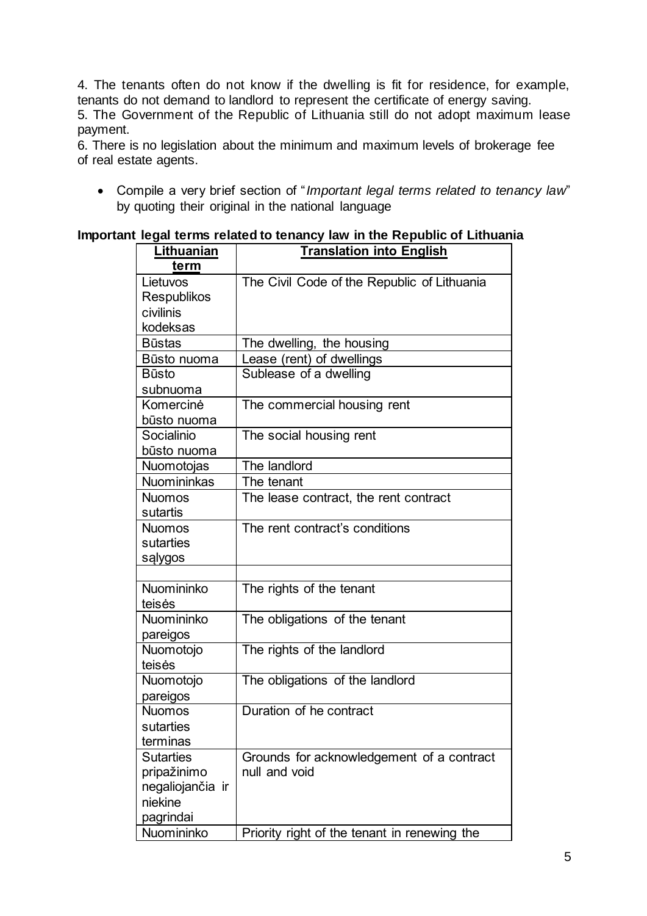4. The tenants often do not know if the dwelling is fit for residence, for example, tenants do not demand to landlord to represent the certificate of energy saving.
5. The Government of the Republic of Lithuania still do not adopt maximum lease payment.
6. There is no legislation about the minimum and maximum levels of brokerage fee of real estate agents.

- Compile a very brief section of "*Important legal terms related to tenancy law*" by quoting their original in the national language

**Important legal terms related to tenancy law in the Republic of Lithuania**

| Lithuanian term | Translation into English |
|---|---|
| Lietuvos Respublikos civilinis kodeksas | The Civil Code of the Republic of Lithuania |
| Būstas | The dwelling, the housing |
| Būsto nuoma | Lease (rent) of dwellings |
| Būsto subnuoma | Sublease of a dwelling |
| Komercinė būsto nuoma | The commercial housing rent |
| Socialinio būsto nuoma | The social housing rent |
| Nuomotojas | The landlord |
| Nuomininkas | The tenant |
| Nuomos sutartis | The lease contract, the rent contract |
| Nuomos sutarties sąlygos | The rent contract's conditions |
| | |
| Nuomininko teisės | The rights of the tenant |
| Nuomininko pareigos | The obligations of the tenant |
| Nuomotojo teisės | The rights of the landlord |
| Nuomotojo pareigos | The obligations of the landlord |
| Nuomos sutarties terminas | Duration of he contract |
| Sutarties pripažinimo negaliojančia ir niekine pagrindai | Grounds for acknowledgement of a contract null and void |
| Nuomininko | Priority right of the tenant in renewing the |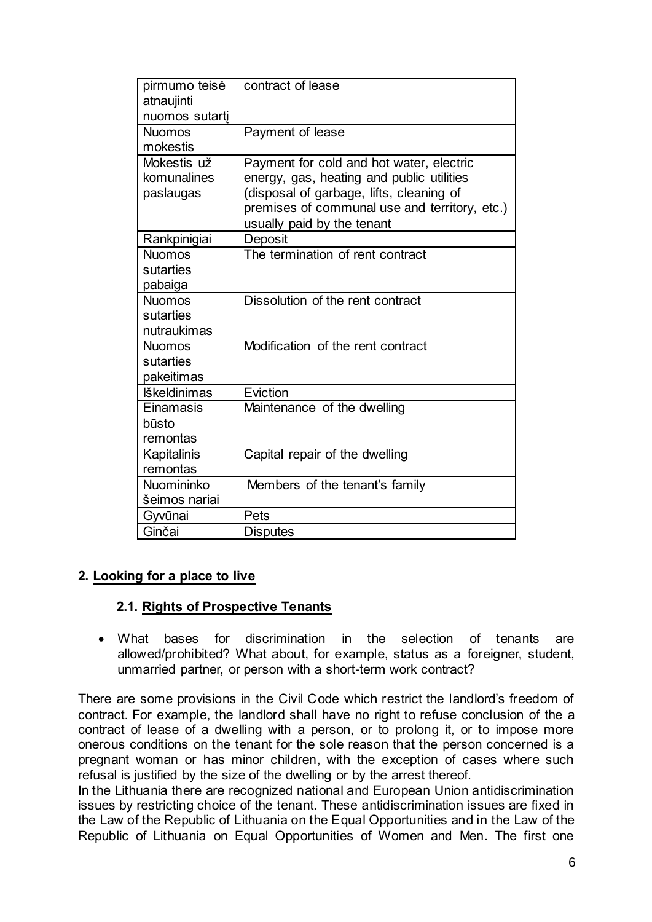| pirmumo teisė atnaujinti nuomos sutartį | contract of lease |
|---|---|
| Nuomos mokestis | Payment of lease |
| Mokestis už komunalines paslaugas | Payment for cold and hot water, electric energy, gas, heating and public utilities (disposal of garbage, lifts, cleaning of premises of communal use and territory, etc.) usually paid by the tenant |
| Rankpinigiai | Deposit |
| Nuomos sutarties pabaiga | The termination of rent contract |
| Nuomos sutarties nutraukimas | Dissolution of the rent contract |
| Nuomos sutarties pakeitimas | Modification of the rent contract |
| Iškeldinimas | Eviction |
| Einamasis būsto remontas | Maintenance of the dwelling |
| Kapitalinis remontas | Capital repair of the dwelling |
| Nuomininko šeimos nariai | Members of the tenant's family |
| Gyvūnai | Pets |
| Ginčai | Disputes |

## 2. Looking for a place to live

### 2.1. Rights of Prospective Tenants

- What bases for discrimination in the selection of tenants are allowed/prohibited? What about, for example, status as a foreigner, student, unmarried partner, or person with a short-term work contract?

There are some provisions in the Civil Code which restrict the landlord's freedom of contract. For example, the landlord shall have no right to refuse conclusion of the a contract of lease of a dwelling with a person, or to prolong it, or to impose more onerous conditions on the tenant for the sole reason that the person concerned is a pregnant woman or has minor children, with the exception of cases where such refusal is justified by the size of the dwelling or by the arrest thereof.

In the Lithuania there are recognized national and European Union antidiscrimination issues by restricting choice of the tenant. These antidiscrimination issues are fixed in the Law of the Republic of Lithuania on the Equal Opportunities and in the Law of the Republic of Lithuania on Equal Opportunities of Women and Men. The first one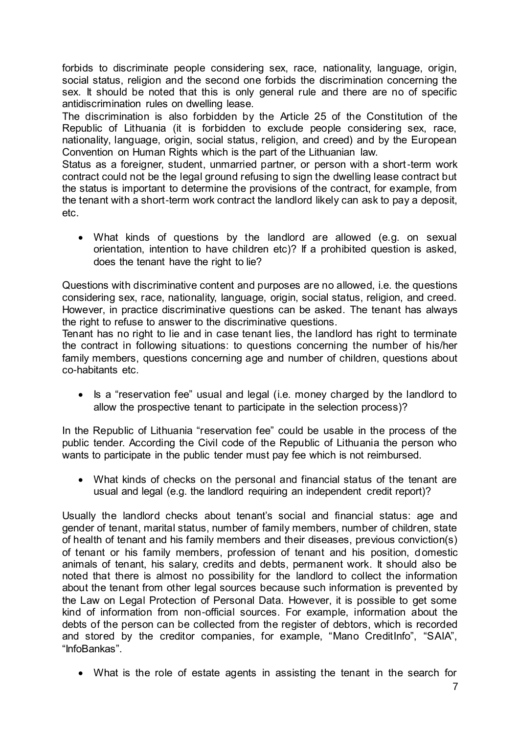forbids to discriminate people considering sex, race, nationality, language, origin, social status, religion and the second one forbids the discrimination concerning the sex. It should be noted that this is only general rule and there are no of specific antidiscrimination rules on dwelling lease.

The discrimination is also forbidden by the Article 25 of the Constitution of the Republic of Lithuania (it is forbidden to exclude people considering sex, race, nationality, language, origin, social status, religion, and creed) and by the European Convention on Human Rights which is the part of the Lithuanian law.

Status as a foreigner, student, unmarried partner, or person with a short-term work contract could not be the legal ground refusing to sign the dwelling lease contract but the status is important to determine the provisions of the contract, for example, from the tenant with a short-term work contract the landlord likely can ask to pay a deposit, etc.

- What kinds of questions by the landlord are allowed (e.g. on sexual orientation, intention to have children etc)? If a prohibited question is asked, does the tenant have the right to lie?

Questions with discriminative content and purposes are no allowed, i.e. the questions considering sex, race, nationality, language, origin, social status, religion, and creed. However, in practice discriminative questions can be asked. The tenant has always the right to refuse to answer to the discriminative questions.

Tenant has no right to lie and in case tenant lies, the landlord has right to terminate the contract in following situations: to questions concerning the number of his/her family members, questions concerning age and number of children, questions about co-habitants etc.

- Is a "reservation fee" usual and legal (i.e. money charged by the landlord to allow the prospective tenant to participate in the selection process)?

In the Republic of Lithuania "reservation fee" could be usable in the process of the public tender. According the Civil code of the Republic of Lithuania the person who wants to participate in the public tender must pay fee which is not reimbursed.

- What kinds of checks on the personal and financial status of the tenant are usual and legal (e.g. the landlord requiring an independent credit report)?

Usually the landlord checks about tenant's social and financial status: age and gender of tenant, marital status, number of family members, number of children, state of health of tenant and his family members and their diseases, previous conviction(s) of tenant or his family members, profession of tenant and his position, domestic animals of tenant, his salary, credits and debts, permanent work. It should also be noted that there is almost no possibility for the landlord to collect the information about the tenant from other legal sources because such information is prevented by the Law on Legal Protection of Personal Data. However, it is possible to get some kind of information from non-official sources. For example, information about the debts of the person can be collected from the register of debtors, which is recorded and stored by the creditor companies, for example, "Mano CreditInfo", "SAIA", "InfoBankas".

- What is the role of estate agents in assisting the tenant in the search for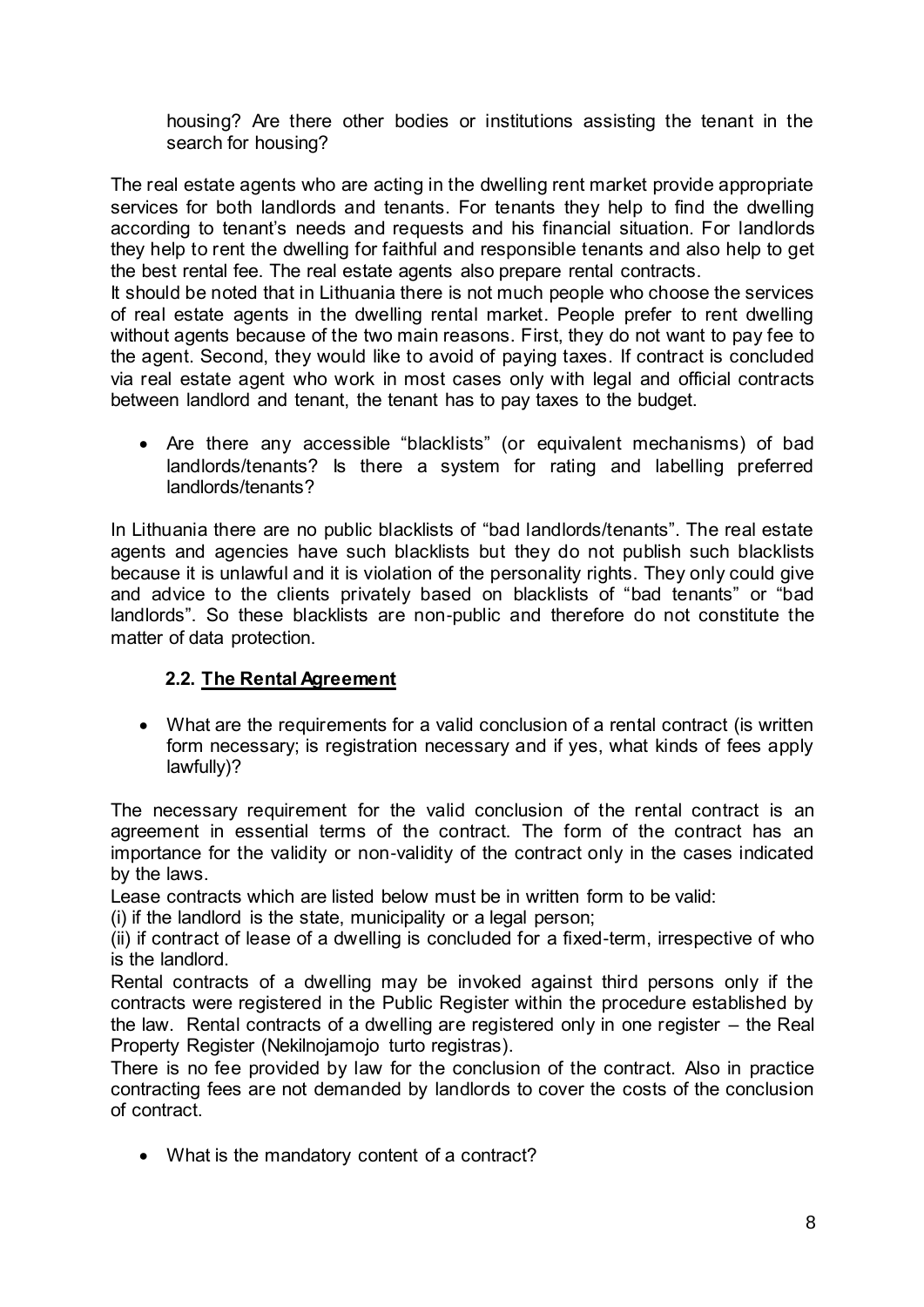housing? Are there other bodies or institutions assisting the tenant in the search for housing?

The real estate agents who are acting in the dwelling rent market provide appropriate services for both landlords and tenants. For tenants they help to find the dwelling according to tenant's needs and requests and his financial situation. For landlords they help to rent the dwelling for faithful and responsible tenants and also help to get the best rental fee. The real estate agents also prepare rental contracts.

It should be noted that in Lithuania there is not much people who choose the services of real estate agents in the dwelling rental market. People prefer to rent dwelling without agents because of the two main reasons. First, they do not want to pay fee to the agent. Second, they would like to avoid of paying taxes. If contract is concluded via real estate agent who work in most cases only with legal and official contracts between landlord and tenant, the tenant has to pay taxes to the budget.

- Are there any accessible "blacklists" (or equivalent mechanisms) of bad landlords/tenants? Is there a system for rating and labelling preferred landlords/tenants?

In Lithuania there are no public blacklists of "bad landlords/tenants". The real estate agents and agencies have such blacklists but they do not publish such blacklists because it is unlawful and it is violation of the personality rights. They only could give and advice to the clients privately based on blacklists of "bad tenants" or "bad landlords". So these blacklists are non-public and therefore do not constitute the matter of data protection.

### 2.2. <u>The Rental Agreement</u>

- What are the requirements for a valid conclusion of a rental contract (is written form necessary; is registration necessary and if yes, what kinds of fees apply lawfully)?

The necessary requirement for the valid conclusion of the rental contract is an agreement in essential terms of the contract. The form of the contract has an importance for the validity or non-validity of the contract only in the cases indicated by the laws.

Lease contracts which are listed below must be in written form to be valid:

(i) if the landlord is the state, municipality or a legal person;

(ii) if contract of lease of a dwelling is concluded for a fixed-term, irrespective of who is the landlord.

Rental contracts of a dwelling may be invoked against third persons only if the contracts were registered in the Public Register within the procedure established by the law. Rental contracts of a dwelling are registered only in one register – the Real Property Register (Nekilnojamojo turto registras).

There is no fee provided by law for the conclusion of the contract. Also in practice contracting fees are not demanded by landlords to cover the costs of the conclusion of contract.

- What is the mandatory content of a contract?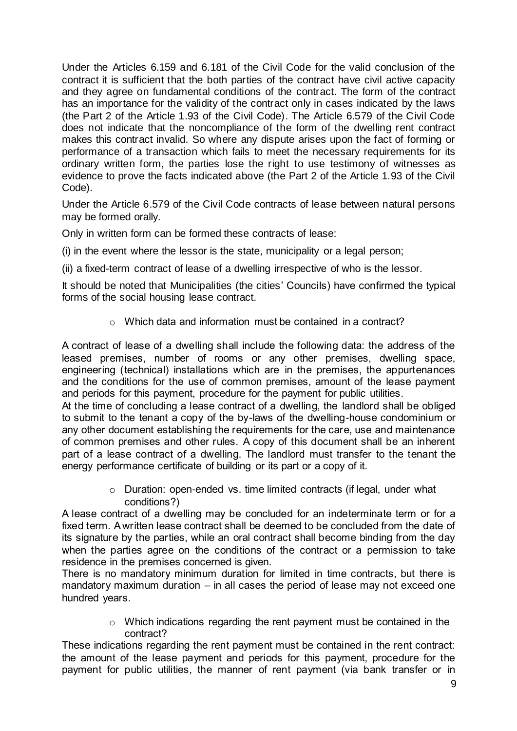Under the Articles 6.159 and 6.181 of the Civil Code for the valid conclusion of the contract it is sufficient that the both parties of the contract have civil active capacity and they agree on fundamental conditions of the contract. The form of the contract has an importance for the validity of the contract only in cases indicated by the laws (the Part 2 of the Article 1.93 of the Civil Code). The Article 6.579 of the Civil Code does not indicate that the noncompliance of the form of the dwelling rent contract makes this contract invalid. So where any dispute arises upon the fact of forming or performance of a transaction which fails to meet the necessary requirements for its ordinary written form, the parties lose the right to use testimony of witnesses as evidence to prove the facts indicated above (the Part 2 of the Article 1.93 of the Civil Code).

Under the Article 6.579 of the Civil Code contracts of lease between natural persons may be formed orally.

Only in written form can be formed these contracts of lease:

(i) in the event where the lessor is the state, municipality or a legal person;

(ii) a fixed-term contract of lease of a dwelling irrespective of who is the lessor.

It should be noted that Municipalities (the cities' Councils) have confirmed the typical forms of the social housing lease contract.

- Which data and information must be contained in a contract?

A contract of lease of a dwelling shall include the following data: the address of the leased premises, number of rooms or any other premises, dwelling space, engineering (technical) installations which are in the premises, the appurtenances and the conditions for the use of common premises, amount of the lease payment and periods for this payment, procedure for the payment for public utilities.

At the time of concluding a lease contract of a dwelling, the landlord shall be obliged to submit to the tenant a copy of the by-laws of the dwelling-house condominium or any other document establishing the requirements for the care, use and maintenance of common premises and other rules. A copy of this document shall be an inherent part of a lease contract of a dwelling. The landlord must transfer to the tenant the energy performance certificate of building or its part or a copy of it.

- Duration: open-ended vs. time limited contracts (if legal, under what conditions?)

A lease contract of a dwelling may be concluded for an indeterminate term or for a fixed term. A written lease contract shall be deemed to be concluded from the date of its signature by the parties, while an oral contract shall become binding from the day when the parties agree on the conditions of the contract or a permission to take residence in the premises concerned is given.

There is no mandatory minimum duration for limited in time contracts, but there is mandatory maximum duration – in all cases the period of lease may not exceed one hundred years.

- Which indications regarding the rent payment must be contained in the contract?

These indications regarding the rent payment must be contained in the rent contract: the amount of the lease payment and periods for this payment, procedure for the payment for public utilities, the manner of rent payment (via bank transfer or in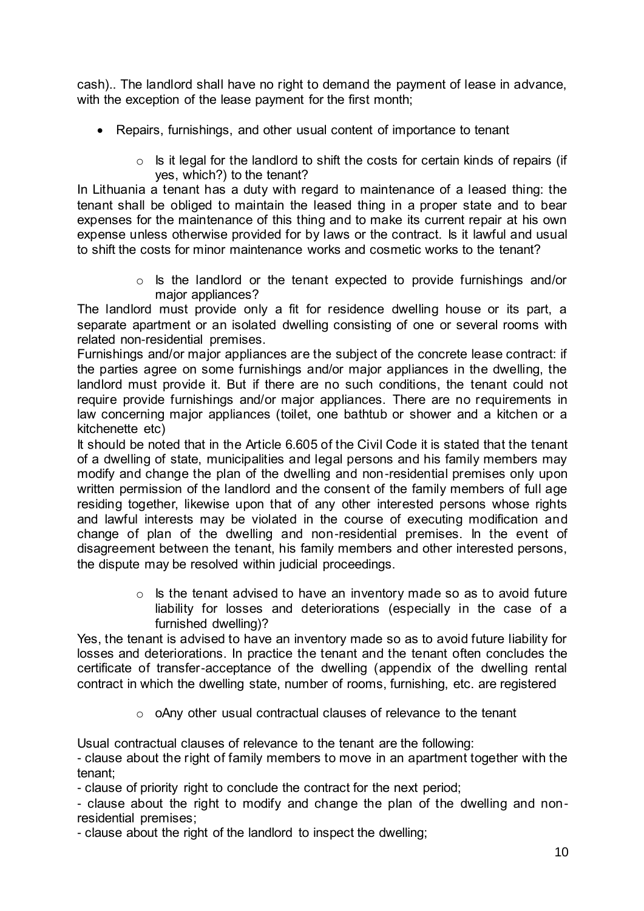cash).. The landlord shall have no right to demand the payment of lease in advance, with the exception of the lease payment for the first month;

- Repairs, furnishings, and other usual content of importance to tenant
    - Is it legal for the landlord to shift the costs for certain kinds of repairs (if yes, which?) to the tenant?

In Lithuania a tenant has a duty with regard to maintenance of a leased thing: the tenant shall be obliged to maintain the leased thing in a proper state and to bear expenses for the maintenance of this thing and to make its current repair at his own expense unless otherwise provided for by laws or the contract. Is it lawful and usual to shift the costs for minor maintenance works and cosmetic works to the tenant?

- Is the landlord or the tenant expected to provide furnishings and/or major appliances?

The landlord must provide only a fit for residence dwelling house or its part, a separate apartment or an isolated dwelling consisting of one or several rooms with related non-residential premises.

Furnishings and/or major appliances are the subject of the concrete lease contract: if the parties agree on some furnishings and/or major appliances in the dwelling, the landlord must provide it. But if there are no such conditions, the tenant could not require provide furnishings and/or major appliances. There are no requirements in law concerning major appliances (toilet, one bathtub or shower and a kitchen or a kitchenette etc)

It should be noted that in the Article 6.605 of the Civil Code it is stated that the tenant of a dwelling of state, municipalities and legal persons and his family members may modify and change the plan of the dwelling and non-residential premises only upon written permission of the landlord and the consent of the family members of full age residing together, likewise upon that of any other interested persons whose rights and lawful interests may be violated in the course of executing modification and change of plan of the dwelling and non-residential premises. In the event of disagreement between the tenant, his family members and other interested persons, the dispute may be resolved within judicial proceedings.

- Is the tenant advised to have an inventory made so as to avoid future liability for losses and deteriorations (especially in the case of a furnished dwelling)?

Yes, the tenant is advised to have an inventory made so as to avoid future liability for losses and deteriorations. In practice the tenant and the tenant often concludes the certificate of transfer-acceptance of the dwelling (appendix of the dwelling rental contract in which the dwelling state, number of rooms, furnishing, etc. are registered

- oAny other usual contractual clauses of relevance to the tenant

Usual contractual clauses of relevance to the tenant are the following:

- clause about the right of family members to move in an apartment together with the tenant;
- clause of priority right to conclude the contract for the next period;
- clause about the right to modify and change the plan of the dwelling and non-residential premises;
- clause about the right of the landlord to inspect the dwelling;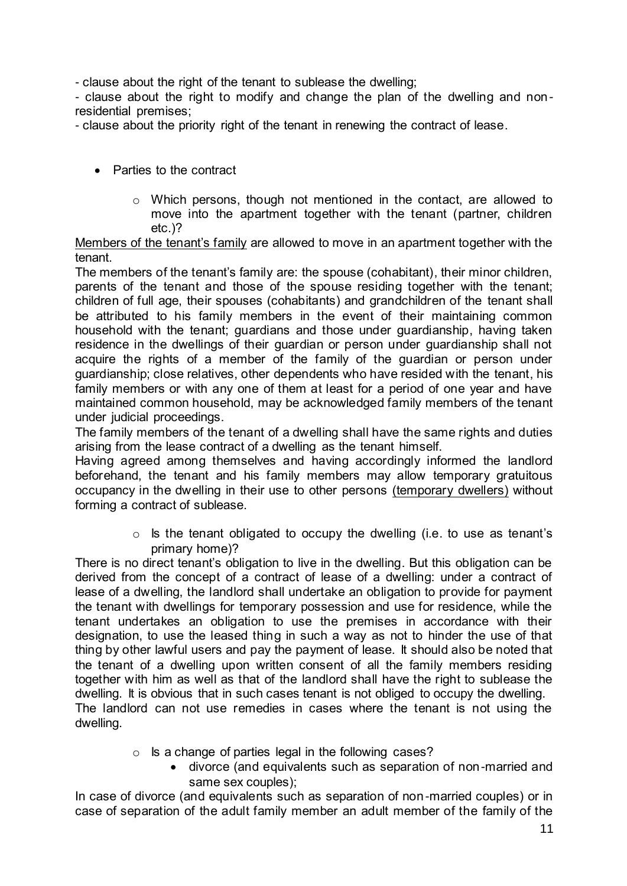- clause about the right of the tenant to sublease the dwelling;
- clause about the right to modify and change the plan of the dwelling and non-residential premises;
- clause about the priority right of the tenant in renewing the contract of lease.

- Parties to the contract
    - Which persons, though not mentioned in the contact, are allowed to move into the apartment together with the tenant (partner, children etc.)?

<u>Members of the tenant's family</u> are allowed to move in an apartment together with the tenant.

The members of the tenant's family are: the spouse (cohabitant), their minor children, parents of the tenant and those of the spouse residing together with the tenant; children of full age, their spouses (cohabitants) and grandchildren of the tenant shall be attributed to his family members in the event of their maintaining common household with the tenant; guardians and those under guardianship, having taken residence in the dwellings of their guardian or person under guardianship shall not acquire the rights of a member of the family of the guardian or person under guardianship; close relatives, other dependents who have resided with the tenant, his family members or with any one of them at least for a period of one year and have maintained common household, may be acknowledged family members of the tenant under judicial proceedings.

The family members of the tenant of a dwelling shall have the same rights and duties arising from the lease contract of a dwelling as the tenant himself.

Having agreed among themselves and having accordingly informed the landlord beforehand, the tenant and his family members may allow temporary gratuitous occupancy in the dwelling in their use to other persons <u>(temporary dwellers)</u> without forming a contract of sublease.

- Is the tenant obligated to occupy the dwelling (i.e. to use as tenant's primary home)?

There is no direct tenant's obligation to live in the dwelling. But this obligation can be derived from the concept of a contract of lease of a dwelling: under a contract of lease of a dwelling, the landlord shall undertake an obligation to provide for payment the tenant with dwellings for temporary possession and use for residence, while the tenant undertakes an obligation to use the premises in accordance with their designation, to use the leased thing in such a way as not to hinder the use of that thing by other lawful users and pay the payment of lease. It should also be noted that the tenant of a dwelling upon written consent of all the family members residing together with him as well as that of the landlord shall have the right to sublease the dwelling. It is obvious that in such cases tenant is not obliged to occupy the dwelling. The landlord can not use remedies in cases where the tenant is not using the dwelling.

- Is a change of parties legal in the following cases?
    - divorce (and equivalents such as separation of non-married and same sex couples);

In case of divorce (and equivalents such as separation of non-married couples) or in case of separation of the adult family member an adult member of the family of the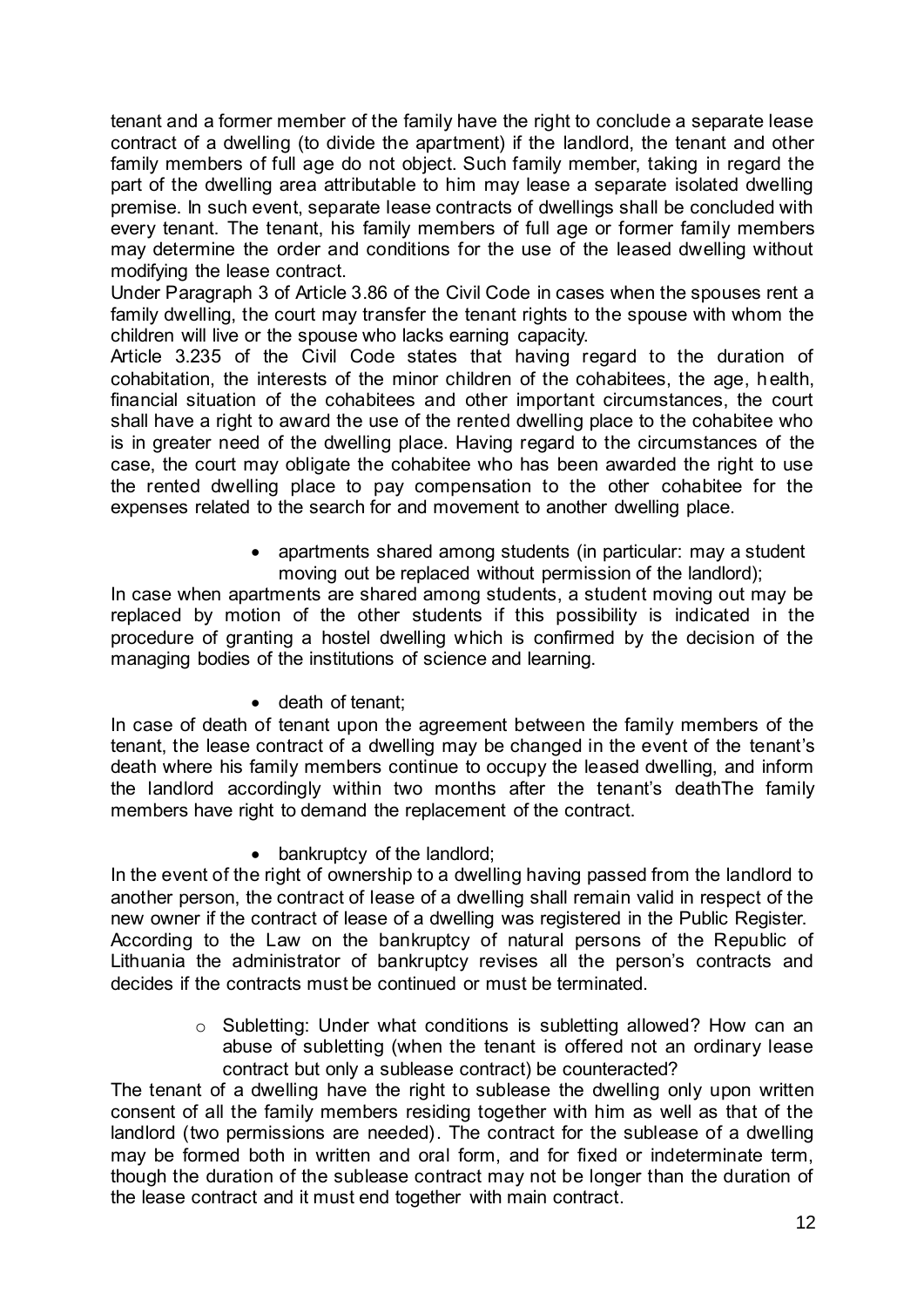tenant and a former member of the family have the right to conclude a separate lease contract of a dwelling (to divide the apartment) if the landlord, the tenant and other family members of full age do not object. Such family member, taking in regard the part of the dwelling area attributable to him may lease a separate isolated dwelling premise. In such event, separate lease contracts of dwellings shall be concluded with every tenant. The tenant, his family members of full age or former family members may determine the order and conditions for the use of the leased dwelling without modifying the lease contract.

Under Paragraph 3 of Article 3.86 of the Civil Code in cases when the spouses rent a family dwelling, the court may transfer the tenant rights to the spouse with whom the children will live or the spouse who lacks earning capacity.

Article 3.235 of the Civil Code states that having regard to the duration of cohabitation, the interests of the minor children of the cohabitees, the age, health, financial situation of the cohabitees and other important circumstances, the court shall have a right to award the use of the rented dwelling place to the cohabitee who is in greater need of the dwelling place. Having regard to the circumstances of the case, the court may obligate the cohabitee who has been awarded the right to use the rented dwelling place to pay compensation to the other cohabitee for the expenses related to the search for and movement to another dwelling place.

- apartments shared among students (in particular: may a student moving out be replaced without permission of the landlord);

In case when apartments are shared among students, a student moving out may be replaced by motion of the other students if this possibility is indicated in the procedure of granting a hostel dwelling which is confirmed by the decision of the managing bodies of the institutions of science and learning.

- death of tenant;

In case of death of tenant upon the agreement between the family members of the tenant, the lease contract of a dwelling may be changed in the event of the tenant's death where his family members continue to occupy the leased dwelling, and inform the landlord accordingly within two months after the tenant's deathThe family members have right to demand the replacement of the contract.

- bankruptcy of the landlord;

In the event of the right of ownership to a dwelling having passed from the landlord to another person, the contract of lease of a dwelling shall remain valid in respect of the new owner if the contract of lease of a dwelling was registered in the Public Register.

According to the Law on the bankruptcy of natural persons of the Republic of Lithuania the administrator of bankruptcy revises all the person's contracts and decides if the contracts must be continued or must be terminated.

  - Subletting: Under what conditions is subletting allowed? How can an abuse of subletting (when the tenant is offered not an ordinary lease contract but only a sublease contract) be counteracted?

The tenant of a dwelling have the right to sublease the dwelling only upon written consent of all the family members residing together with him as well as that of the landlord (two permissions are needed). The contract for the sublease of a dwelling may be formed both in written and oral form, and for fixed or indeterminate term, though the duration of the sublease contract may not be longer than the duration of the lease contract and it must end together with main contract.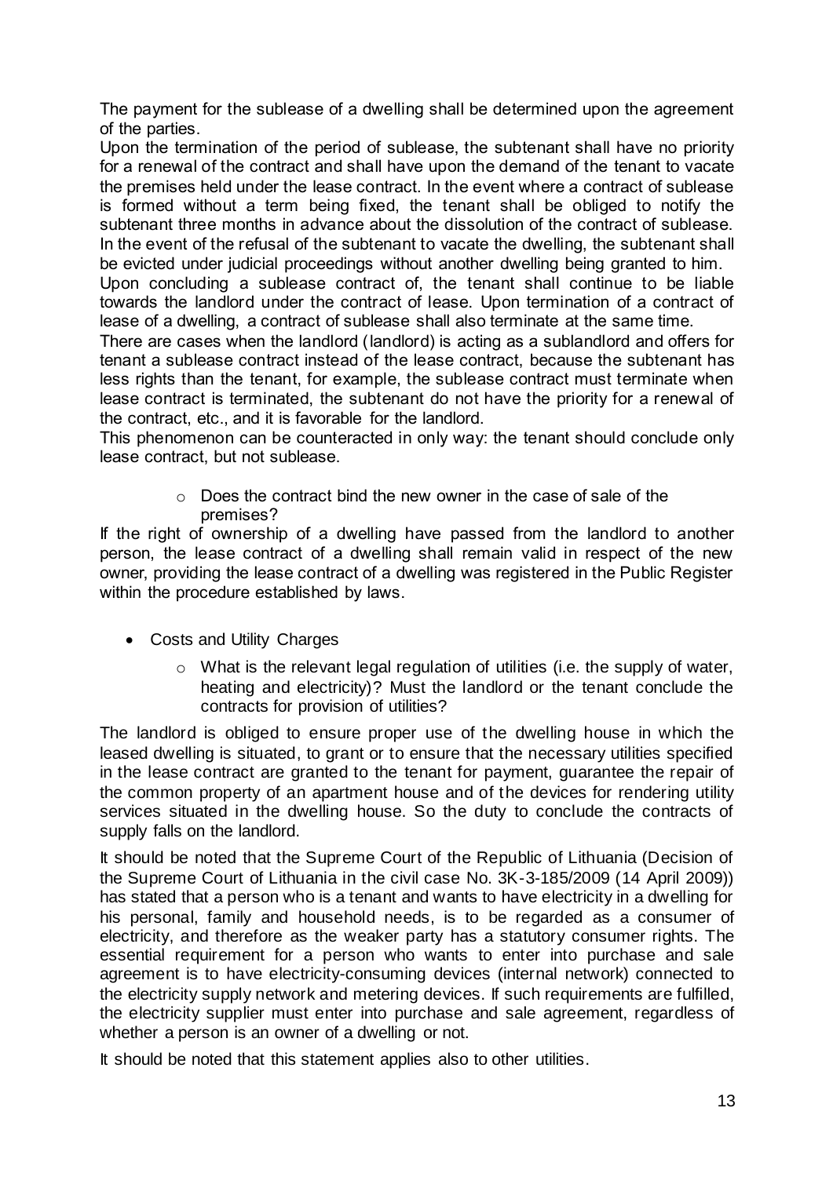The payment for the sublease of a dwelling shall be determined upon the agreement of the parties.

Upon the termination of the period of sublease, the subtenant shall have no priority for a renewal of the contract and shall have upon the demand of the tenant to vacate the premises held under the lease contract. In the event where a contract of sublease is formed without a term being fixed, the tenant shall be obliged to notify the subtenant three months in advance about the dissolution of the contract of sublease. In the event of the refusal of the subtenant to vacate the dwelling, the subtenant shall be evicted under judicial proceedings without another dwelling being granted to him.

Upon concluding a sublease contract of, the tenant shall continue to be liable towards the landlord under the contract of lease. Upon termination of a contract of lease of a dwelling, a contract of sublease shall also terminate at the same time.

There are cases when the landlord (landlord) is acting as a sublandlord and offers for tenant a sublease contract instead of the lease contract, because the subtenant has less rights than the tenant, for example, the sublease contract must terminate when lease contract is terminated, the subtenant do not have the priority for a renewal of the contract, etc., and it is favorable for the landlord.

This phenomenon can be counteracted in only way: the tenant should conclude only lease contract, but not sublease.

- Does the contract bind the new owner in the case of sale of the premises?

If the right of ownership of a dwelling have passed from the landlord to another person, the lease contract of a dwelling shall remain valid in respect of the new owner, providing the lease contract of a dwelling was registered in the Public Register within the procedure established by laws.

- Costs and Utility Charges
  - What is the relevant legal regulation of utilities (i.e. the supply of water, heating and electricity)? Must the landlord or the tenant conclude the contracts for provision of utilities?

The landlord is obliged to ensure proper use of the dwelling house in which the leased dwelling is situated, to grant or to ensure that the necessary utilities specified in the lease contract are granted to the tenant for payment, guarantee the repair of the common property of an apartment house and of the devices for rendering utility services situated in the dwelling house. So the duty to conclude the contracts of supply falls on the landlord.

It should be noted that the Supreme Court of the Republic of Lithuania (Decision of the Supreme Court of Lithuania in the civil case No. 3K-3-185/2009 (14 April 2009)) has stated that a person who is a tenant and wants to have electricity in a dwelling for his personal, family and household needs, is to be regarded as a consumer of electricity, and therefore as the weaker party has a statutory consumer rights. The essential requirement for a person who wants to enter into purchase and sale agreement is to have electricity-consuming devices (internal network) connected to the electricity supply network and metering devices. If such requirements are fulfilled, the electricity supplier must enter into purchase and sale agreement, regardless of whether a person is an owner of a dwelling or not.

It should be noted that this statement applies also to other utilities.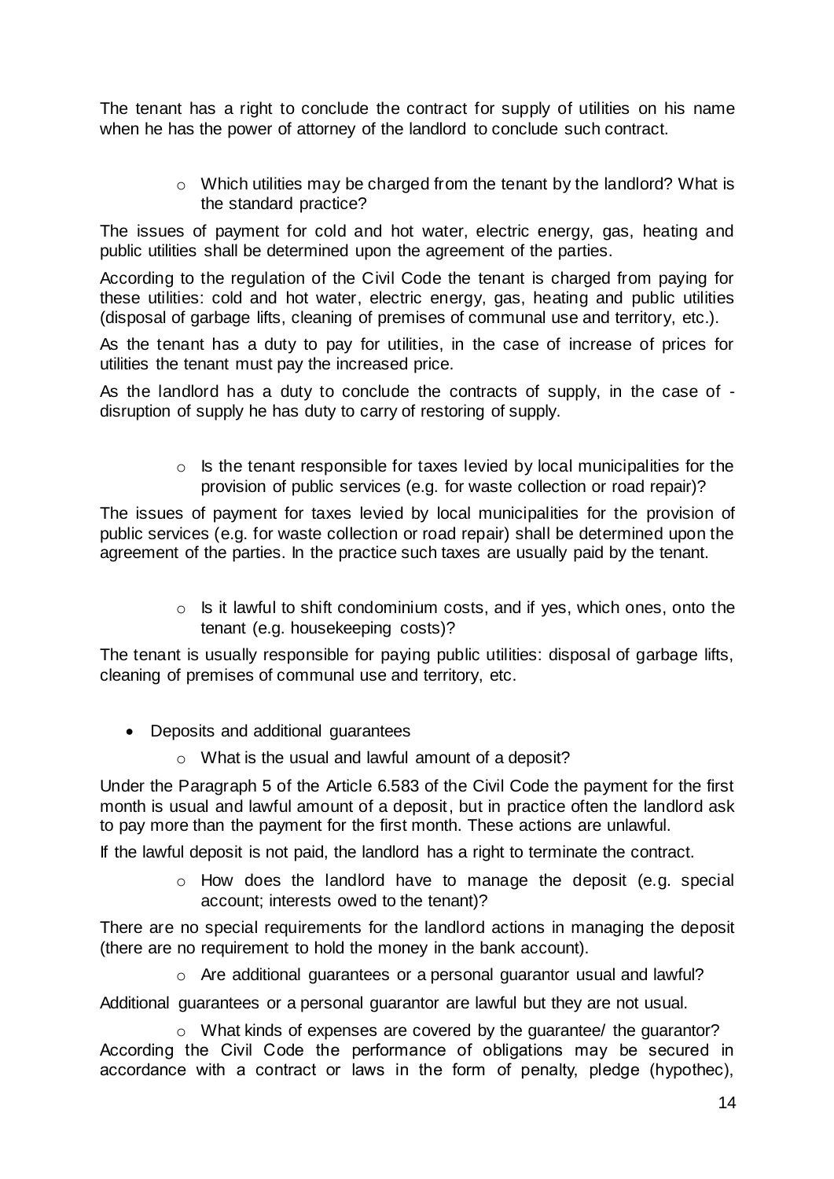The tenant has a right to conclude the contract for supply of utilities on his name when he has the power of attorney of the landlord to conclude such contract.

- Which utilities may be charged from the tenant by the landlord? What is the standard practice?

The issues of payment for cold and hot water, electric energy, gas, heating and public utilities shall be determined upon the agreement of the parties.

According to the regulation of the Civil Code the tenant is charged from paying for these utilities: cold and hot water, electric energy, gas, heating and public utilities (disposal of garbage lifts, cleaning of premises of communal use and territory, etc.).

As the tenant has a duty to pay for utilities, in the case of increase of prices for utilities the tenant must pay the increased price.

As the landlord has a duty to conclude the contracts of supply, in the case of - disruption of supply he has duty to carry of restoring of supply.

- Is the tenant responsible for taxes levied by local municipalities for the provision of public services (e.g. for waste collection or road repair)?

The issues of payment for taxes levied by local municipalities for the provision of public services (e.g. for waste collection or road repair) shall be determined upon the agreement of the parties. In the practice such taxes are usually paid by the tenant.

- Is it lawful to shift condominium costs, and if yes, which ones, onto the tenant (e.g. housekeeping costs)?

The tenant is usually responsible for paying public utilities: disposal of garbage lifts, cleaning of premises of communal use and territory, etc.

- Deposits and additional guarantees
    - What is the usual and lawful amount of a deposit?

Under the Paragraph 5 of the Article 6.583 of the Civil Code the payment for the first month is usual and lawful amount of a deposit, but in practice often the landlord ask to pay more than the payment for the first month. These actions are unlawful.

If the lawful deposit is not paid, the landlord has a right to terminate the contract.

- How does the landlord have to manage the deposit (e.g. special account; interests owed to the tenant)?

There are no special requirements for the landlord actions in managing the deposit (there are no requirement to hold the money in the bank account).

- Are additional guarantees or a personal guarantor usual and lawful?

Additional guarantees or a personal guarantor are lawful but they are not usual.

- What kinds of expenses are covered by the guarantee/ the guarantor?

According the Civil Code the performance of obligations may be secured in accordance with a contract or laws in the form of penalty, pledge (hypothec),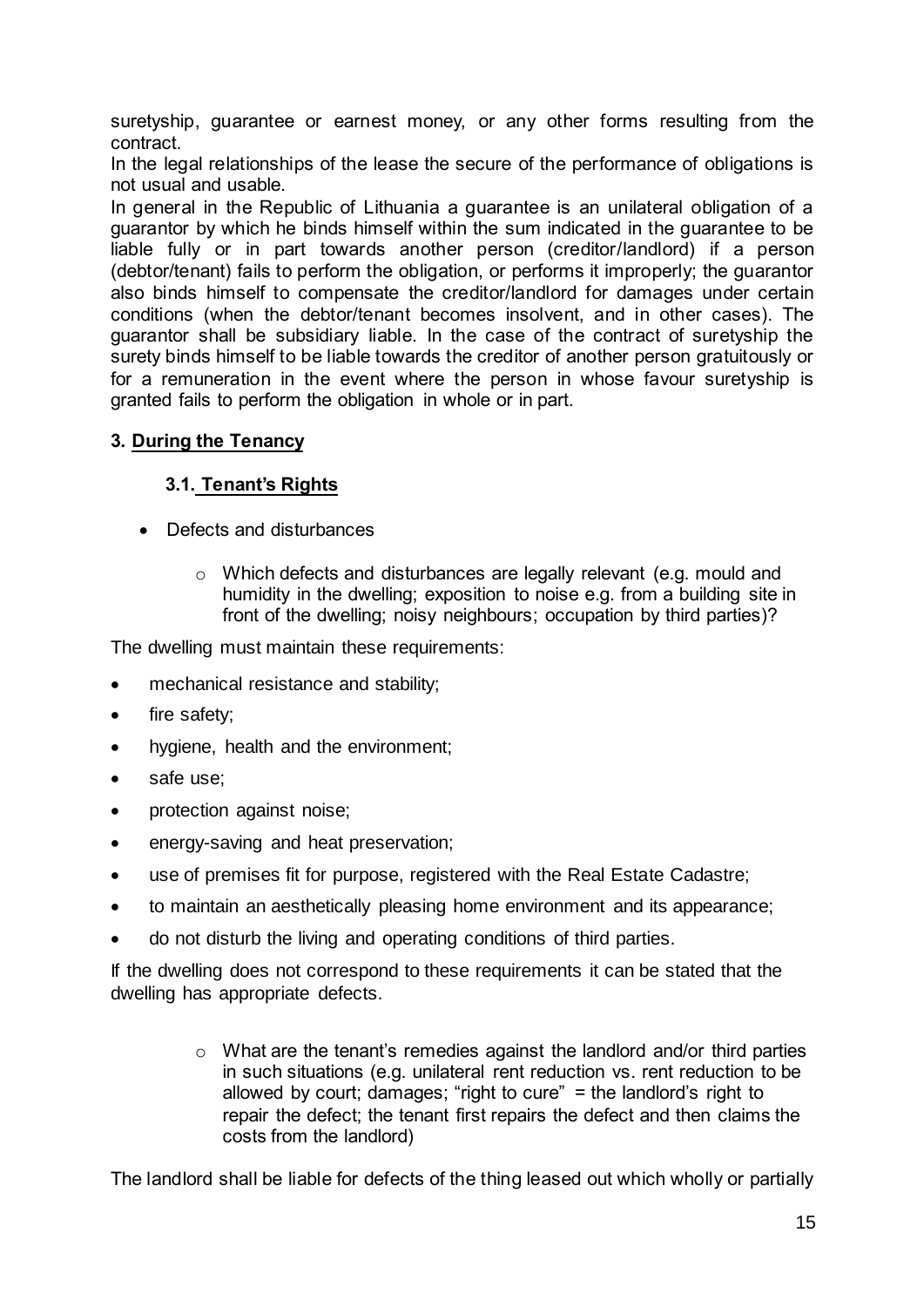suretyship, guarantee or earnest money, or any other forms resulting from the contract.

In the legal relationships of the lease the secure of the performance of obligations is not usual and usable.

In general in the Republic of Lithuania a guarantee is an unilateral obligation of a guarantor by which he binds himself within the sum indicated in the guarantee to be liable fully or in part towards another person (creditor/landlord) if a person (debtor/tenant) fails to perform the obligation, or performs it improperly; the guarantor also binds himself to compensate the creditor/landlord for damages under certain conditions (when the debtor/tenant becomes insolvent, and in other cases). The guarantor shall be subsidiary liable. In the case of the contract of suretyship the surety binds himself to be liable towards the creditor of another person gratuitously or for a remuneration in the event where the person in whose favour suretyship is granted fails to perform the obligation in whole or in part.

## 3. During the Tenancy

### 3.1. Tenant's Rights

- Defects and disturbances
  - Which defects and disturbances are legally relevant (e.g. mould and humidity in the dwelling; exposition to noise e.g. from a building site in front of the dwelling; noisy neighbours; occupation by third parties)?

The dwelling must maintain these requirements:

- mechanical resistance and stability;
- fire safety;
- hygiene, health and the environment;
- safe use;
- protection against noise;
- energy-saving and heat preservation;
- use of premises fit for purpose, registered with the Real Estate Cadastre;
- to maintain an aesthetically pleasing home environment and its appearance;
- do not disturb the living and operating conditions of third parties.

If the dwelling does not correspond to these requirements it can be stated that the dwelling has appropriate defects.

  - What are the tenant's remedies against the landlord and/or third parties in such situations (e.g. unilateral rent reduction vs. rent reduction to be allowed by court; damages; "right to cure" = the landlord's right to repair the defect; the tenant first repairs the defect and then claims the costs from the landlord)

The landlord shall be liable for defects of the thing leased out which wholly or partially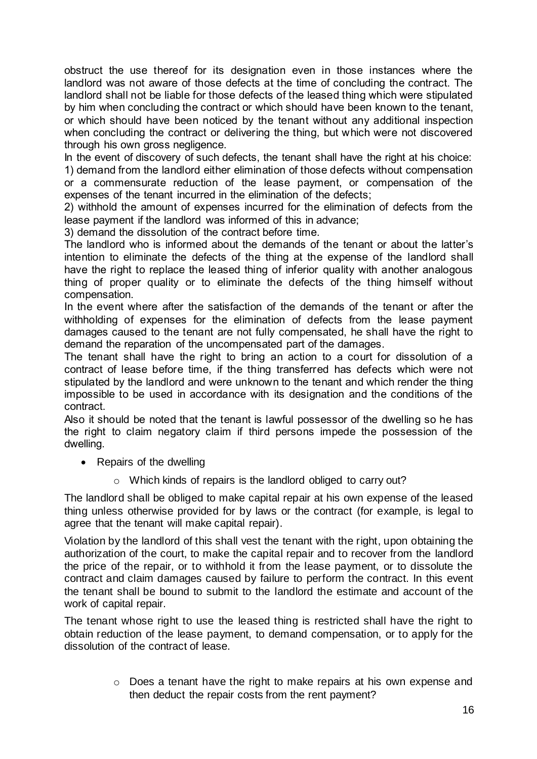obstruct the use thereof for its designation even in those instances where the landlord was not aware of those defects at the time of concluding the contract. The landlord shall not be liable for those defects of the leased thing which were stipulated by him when concluding the contract or which should have been known to the tenant, or which should have been noticed by the tenant without any additional inspection when concluding the contract or delivering the thing, but which were not discovered through his own gross negligence.

In the event of discovery of such defects, the tenant shall have the right at his choice:

1) demand from the landlord either elimination of those defects without compensation or a commensurate reduction of the lease payment, or compensation of the expenses of the tenant incurred in the elimination of the defects;

2) withhold the amount of expenses incurred for the elimination of defects from the lease payment if the landlord was informed of this in advance;

3) demand the dissolution of the contract before time.

The landlord who is informed about the demands of the tenant or about the latter's intention to eliminate the defects of the thing at the expense of the landlord shall have the right to replace the leased thing of inferior quality with another analogous thing of proper quality or to eliminate the defects of the thing himself without compensation.

In the event where after the satisfaction of the demands of the tenant or after the withholding of expenses for the elimination of defects from the lease payment damages caused to the tenant are not fully compensated, he shall have the right to demand the reparation of the uncompensated part of the damages.

The tenant shall have the right to bring an action to a court for dissolution of a contract of lease before time, if the thing transferred has defects which were not stipulated by the landlord and were unknown to the tenant and which render the thing impossible to be used in accordance with its designation and the conditions of the contract.

Also it should be noted that the tenant is lawful possessor of the dwelling so he has the right to claim negatory claim if third persons impede the possession of the dwelling.

- Repairs of the dwelling
  - Which kinds of repairs is the landlord obliged to carry out?

The landlord shall be obliged to make capital repair at his own expense of the leased thing unless otherwise provided for by laws or the contract (for example, is legal to agree that the tenant will make capital repair).

Violation by the landlord of this shall vest the tenant with the right, upon obtaining the authorization of the court, to make the capital repair and to recover from the landlord the price of the repair, or to withhold it from the lease payment, or to dissolute the contract and claim damages caused by failure to perform the contract. In this event the tenant shall be bound to submit to the landlord the estimate and account of the work of capital repair.

The tenant whose right to use the leased thing is restricted shall have the right to obtain reduction of the lease payment, to demand compensation, or to apply for the dissolution of the contract of lease.

  - Does a tenant have the right to make repairs at his own expense and then deduct the repair costs from the rent payment?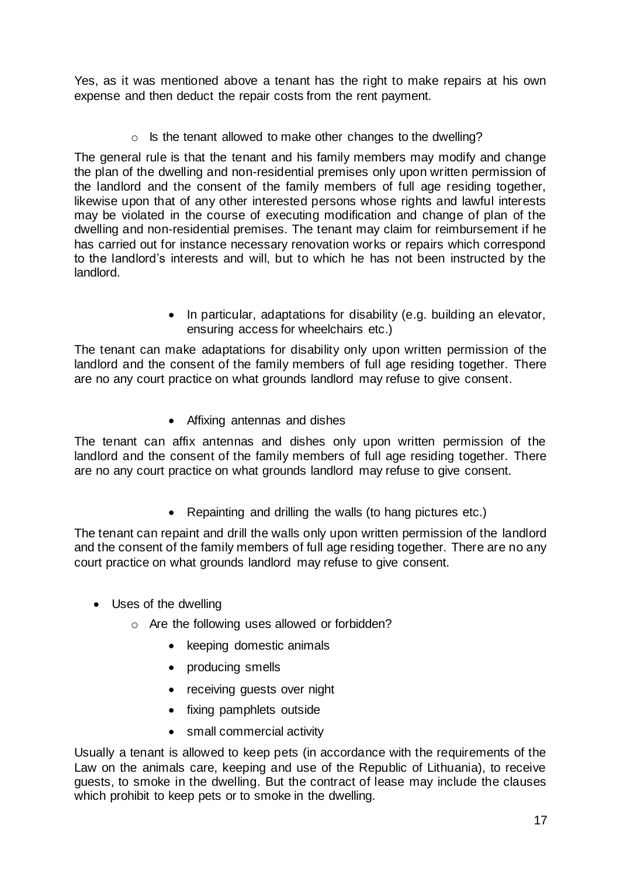Yes, as it was mentioned above a tenant has the right to make repairs at his own expense and then deduct the repair costs from the rent payment.

- Is the tenant allowed to make other changes to the dwelling?

The general rule is that the tenant and his family members may modify and change the plan of the dwelling and non-residential premises only upon written permission of the landlord and the consent of the family members of full age residing together, likewise upon that of any other interested persons whose rights and lawful interests may be violated in the course of executing modification and change of plan of the dwelling and non-residential premises. The tenant may claim for reimbursement if he has carried out for instance necessary renovation works or repairs which correspond to the landlord's interests and will, but to which he has not been instructed by the landlord.

- In particular, adaptations for disability (e.g. building an elevator, ensuring access for wheelchairs etc.)

The tenant can make adaptations for disability only upon written permission of the landlord and the consent of the family members of full age residing together. There are no any court practice on what grounds landlord may refuse to give consent.

- Affixing antennas and dishes

The tenant can affix antennas and dishes only upon written permission of the landlord and the consent of the family members of full age residing together. There are no any court practice on what grounds landlord may refuse to give consent.

- Repainting and drilling the walls (to hang pictures etc.)

The tenant can repaint and drill the walls only upon written permission of the landlord and the consent of the family members of full age residing together. There are no any court practice on what grounds landlord may refuse to give consent.

- Uses of the dwelling
  - Are the following uses allowed or forbidden?
    - keeping domestic animals
    - producing smells
    - receiving guests over night
    - fixing pamphlets outside
    - small commercial activity

Usually a tenant is allowed to keep pets (in accordance with the requirements of the Law on the animals care, keeping and use of the Republic of Lithuania), to receive guests, to smoke in the dwelling. But the contract of lease may include the clauses which prohibit to keep pets or to smoke in the dwelling.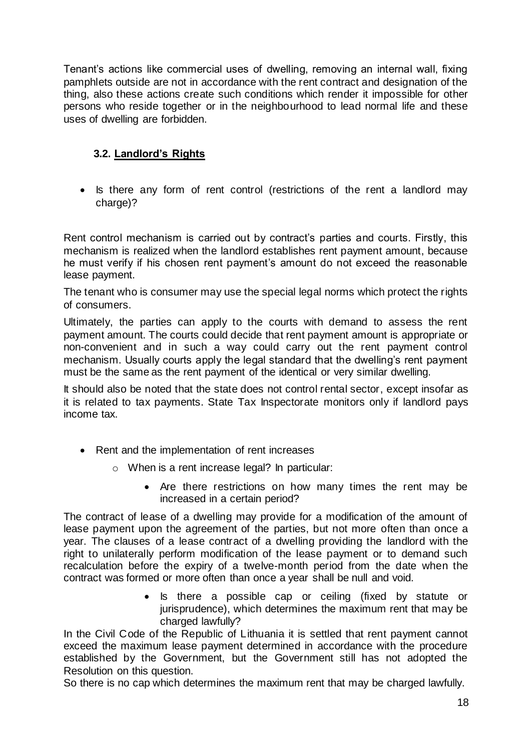Tenant's actions like commercial uses of dwelling, removing an internal wall, fixing pamphlets outside are not in accordance with the rent contract and designation of the thing, also these actions create such conditions which render it impossible for other persons who reside together or in the neighbourhood to lead normal life and these uses of dwelling are forbidden.

### 3.2. Landlord's Rights

- Is there any form of rent control (restrictions of the rent a landlord may charge)?

Rent control mechanism is carried out by contract's parties and courts. Firstly, this mechanism is realized when the landlord establishes rent payment amount, because he must verify if his chosen rent payment's amount do not exceed the reasonable lease payment.

The tenant who is consumer may use the special legal norms which protect the rights of consumers.

Ultimately, the parties can apply to the courts with demand to assess the rent payment amount. The courts could decide that rent payment amount is appropriate or non-convenient and in such a way could carry out the rent payment control mechanism. Usually courts apply the legal standard that the dwelling's rent payment must be the same as the rent payment of the identical or very similar dwelling.

It should also be noted that the state does not control rental sector, except insofar as it is related to tax payments. State Tax Inspectorate monitors only if landlord pays income tax.

- Rent and the implementation of rent increases
  - When is a rent increase legal? In particular:
    - Are there restrictions on how many times the rent may be increased in a certain period?

The contract of lease of a dwelling may provide for a modification of the amount of lease payment upon the agreement of the parties, but not more often than once a year. The clauses of a lease contract of a dwelling providing the landlord with the right to unilaterally perform modification of the lease payment or to demand such recalculation before the expiry of a twelve-month period from the date when the contract was formed or more often than once a year shall be null and void.

- Is there a possible cap or ceiling (fixed by statute or jurisprudence), which determines the maximum rent that may be charged lawfully?

In the Civil Code of the Republic of Lithuania it is settled that rent payment cannot exceed the maximum lease payment determined in accordance with the procedure established by the Government, but the Government still has not adopted the Resolution on this question.

So there is no cap which determines the maximum rent that may be charged lawfully.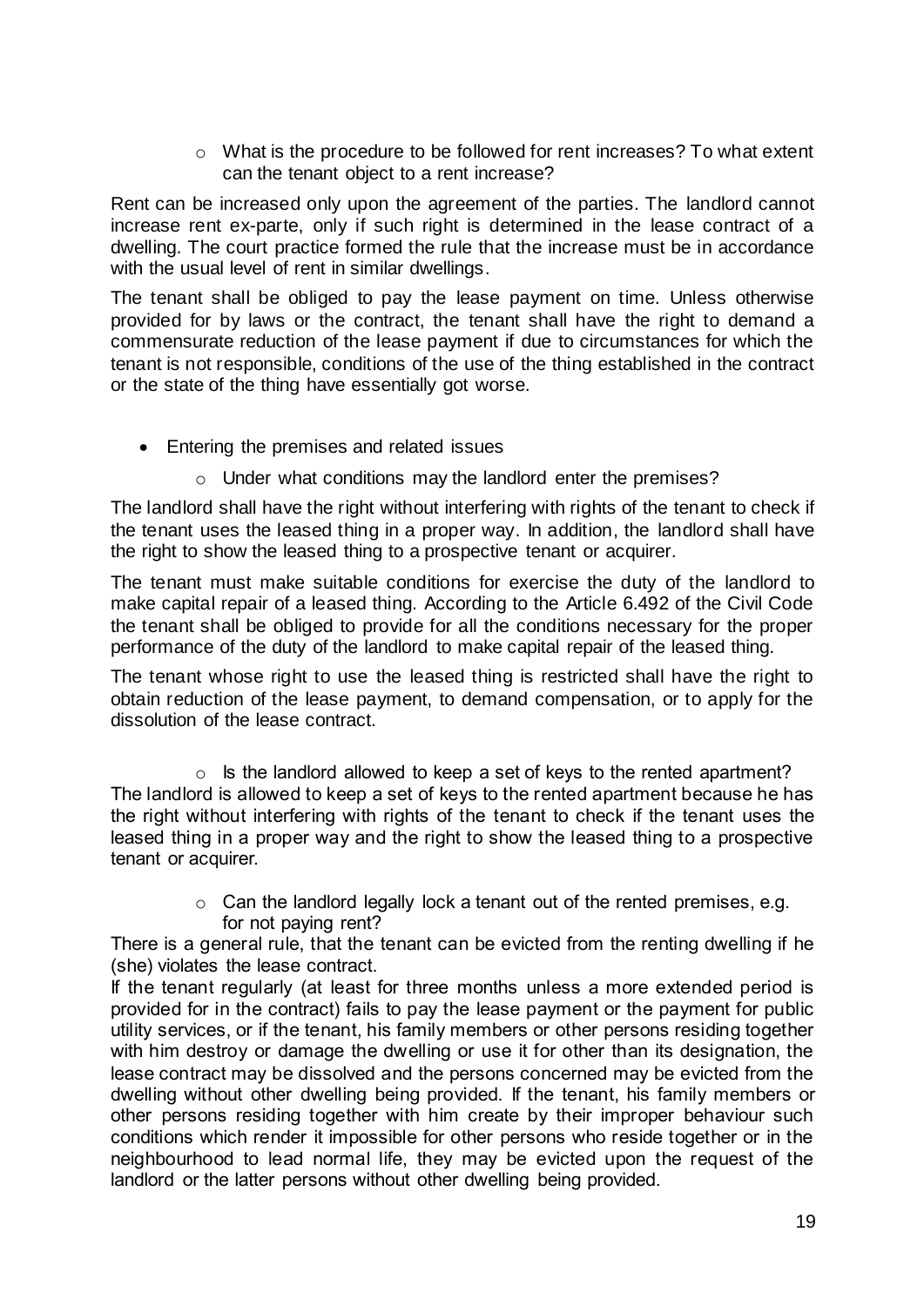- What is the procedure to be followed for rent increases? To what extent can the tenant object to a rent increase?

Rent can be increased only upon the agreement of the parties. The landlord cannot increase rent ex-parte, only if such right is determined in the lease contract of a dwelling. The court practice formed the rule that the increase must be in accordance with the usual level of rent in similar dwellings.

The tenant shall be obliged to pay the lease payment on time. Unless otherwise provided for by laws or the contract, the tenant shall have the right to demand a commensurate reduction of the lease payment if due to circumstances for which the tenant is not responsible, conditions of the use of the thing established in the contract or the state of the thing have essentially got worse.

- Entering the premises and related issues
  - Under what conditions may the landlord enter the premises?

The landlord shall have the right without interfering with rights of the tenant to check if the tenant uses the leased thing in a proper way. In addition, the landlord shall have the right to show the leased thing to a prospective tenant or acquirer.

The tenant must make suitable conditions for exercise the duty of the landlord to make capital repair of a leased thing. According to the Article 6.492 of the Civil Code the tenant shall be obliged to provide for all the conditions necessary for the proper performance of the duty of the landlord to make capital repair of the leased thing.

The tenant whose right to use the leased thing is restricted shall have the right to obtain reduction of the lease payment, to demand compensation, or to apply for the dissolution of the lease contract.

- Is the landlord allowed to keep a set of keys to the rented apartment?

The landlord is allowed to keep a set of keys to the rented apartment because he has the right without interfering with rights of the tenant to check if the tenant uses the leased thing in a proper way and the right to show the leased thing to a prospective tenant or acquirer.

- Can the landlord legally lock a tenant out of the rented premises, e.g. for not paying rent?

There is a general rule, that the tenant can be evicted from the renting dwelling if he (she) violates the lease contract.

If the tenant regularly (at least for three months unless a more extended period is provided for in the contract) fails to pay the lease payment or the payment for public utility services, or if the tenant, his family members or other persons residing together with him destroy or damage the dwelling or use it for other than its designation, the lease contract may be dissolved and the persons concerned may be evicted from the dwelling without other dwelling being provided. If the tenant, his family members or other persons residing together with him create by their improper behaviour such conditions which render it impossible for other persons who reside together or in the neighbourhood to lead normal life, they may be evicted upon the request of the landlord or the latter persons without other dwelling being provided.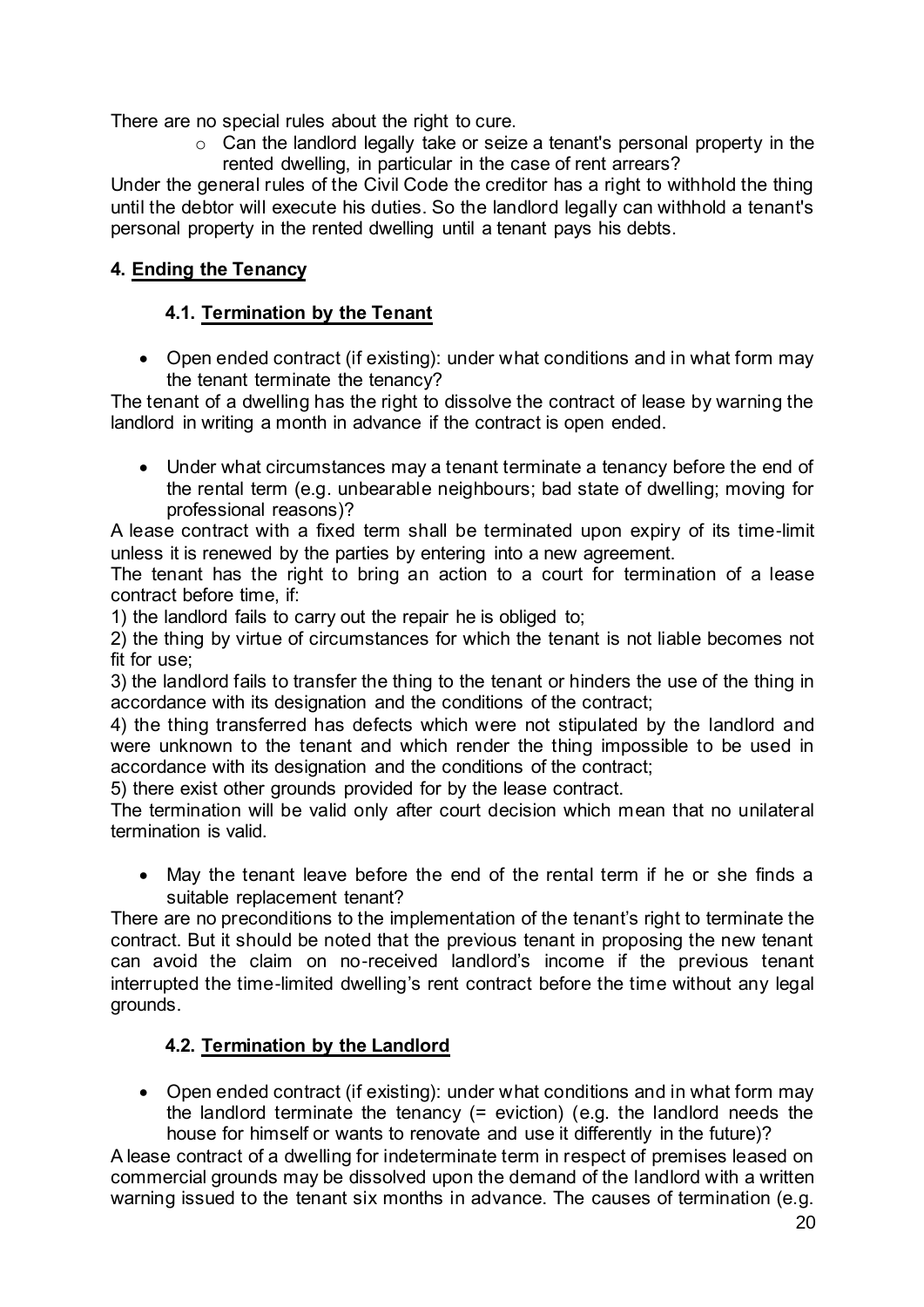There are no special rules about the right to cure.

- Can the landlord legally take or seize a tenant's personal property in the rented dwelling, in particular in the case of rent arrears?

Under the general rules of the Civil Code the creditor has a right to withhold the thing until the debtor will execute his duties. So the landlord legally can withhold a tenant's personal property in the rented dwelling until a tenant pays his debts.

## 4. Ending the Tenancy

### 4.1. Termination by the Tenant

- Open ended contract (if existing): under what conditions and in what form may the tenant terminate the tenancy?

The tenant of a dwelling has the right to dissolve the contract of lease by warning the landlord in writing a month in advance if the contract is open ended.

- Under what circumstances may a tenant terminate a tenancy before the end of the rental term (e.g. unbearable neighbours; bad state of dwelling; moving for professional reasons)?

A lease contract with a fixed term shall be terminated upon expiry of its time-limit unless it is renewed by the parties by entering into a new agreement.

The tenant has the right to bring an action to a court for termination of a lease contract before time, if:

1) the landlord fails to carry out the repair he is obliged to;

2) the thing by virtue of circumstances for which the tenant is not liable becomes not fit for use;

3) the landlord fails to transfer the thing to the tenant or hinders the use of the thing in accordance with its designation and the conditions of the contract;

4) the thing transferred has defects which were not stipulated by the landlord and were unknown to the tenant and which render the thing impossible to be used in accordance with its designation and the conditions of the contract;

5) there exist other grounds provided for by the lease contract.

The termination will be valid only after court decision which mean that no unilateral termination is valid.

- May the tenant leave before the end of the rental term if he or she finds a suitable replacement tenant?

There are no preconditions to the implementation of the tenant's right to terminate the contract. But it should be noted that the previous tenant in proposing the new tenant can avoid the claim on no-received landlord's income if the previous tenant interrupted the time-limited dwelling's rent contract before the time without any legal grounds.

### 4.2. Termination by the Landlord

- Open ended contract (if existing): under what conditions and in what form may the landlord terminate the tenancy (= eviction) (e.g. the landlord needs the house for himself or wants to renovate and use it differently in the future)?

A lease contract of a dwelling for indeterminate term in respect of premises leased on commercial grounds may be dissolved upon the demand of the landlord with a written warning issued to the tenant six months in advance. The causes of termination (e.g.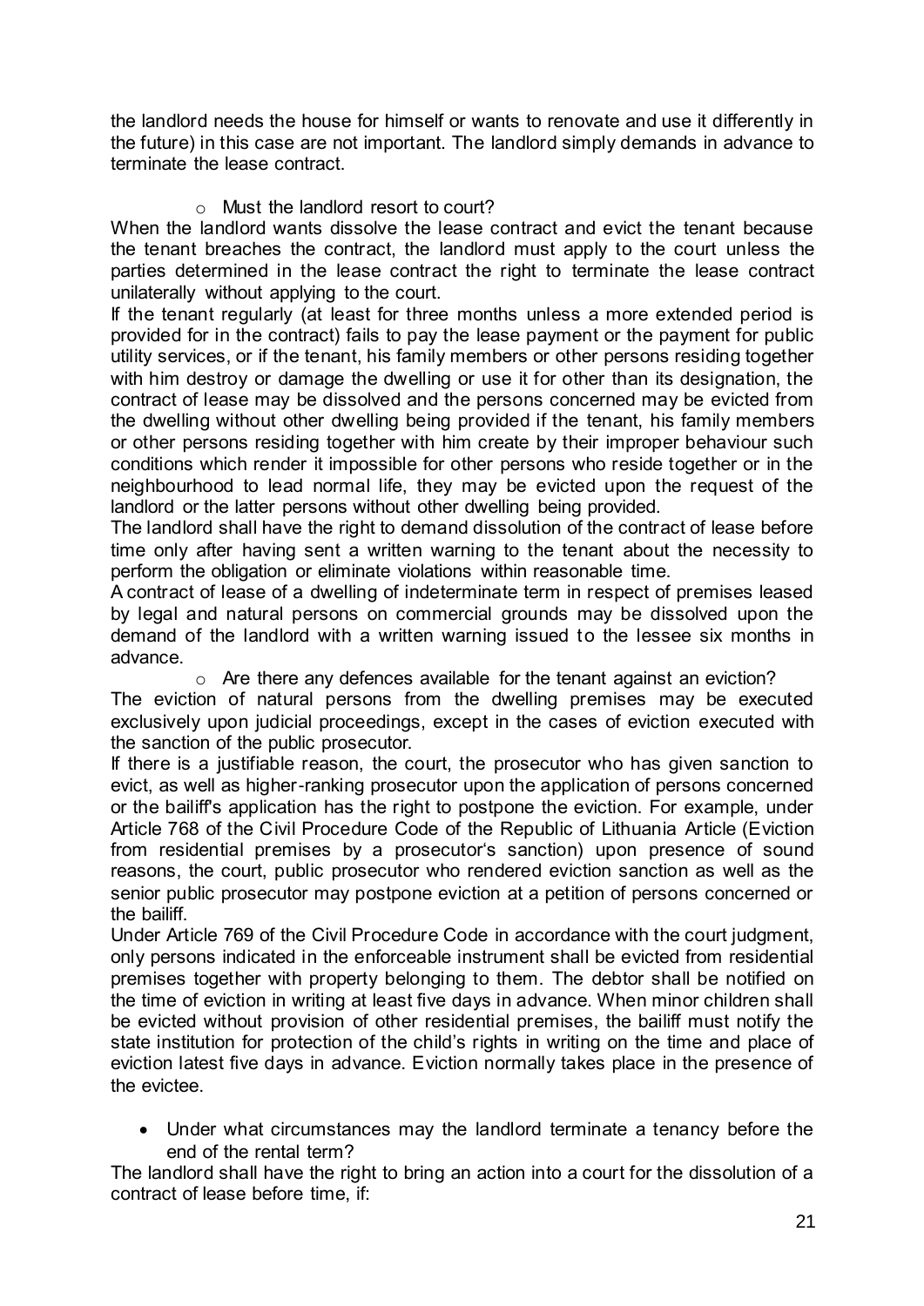the landlord needs the house for himself or wants to renovate and use it differently in the future) in this case are not important. The landlord simply demands in advance to terminate the lease contract.

- Must the landlord resort to court?

When the landlord wants dissolve the lease contract and evict the tenant because the tenant breaches the contract, the landlord must apply to the court unless the parties determined in the lease contract the right to terminate the lease contract unilaterally without applying to the court.

If the tenant regularly (at least for three months unless a more extended period is provided for in the contract) fails to pay the lease payment or the payment for public utility services, or if the tenant, his family members or other persons residing together with him destroy or damage the dwelling or use it for other than its designation, the contract of lease may be dissolved and the persons concerned may be evicted from the dwelling without other dwelling being provided if the tenant, his family members or other persons residing together with him create by their improper behaviour such conditions which render it impossible for other persons who reside together or in the neighbourhood to lead normal life, they may be evicted upon the request of the landlord or the latter persons without other dwelling being provided.

The landlord shall have the right to demand dissolution of the contract of lease before time only after having sent a written warning to the tenant about the necessity to perform the obligation or eliminate violations within reasonable time.

A contract of lease of a dwelling of indeterminate term in respect of premises leased by legal and natural persons on commercial grounds may be dissolved upon the demand of the landlord with a written warning issued to the lessee six months in advance.

- Are there any defences available for the tenant against an eviction?

The eviction of natural persons from the dwelling premises may be executed exclusively upon judicial proceedings, except in the cases of eviction executed with the sanction of the public prosecutor.

If there is a justifiable reason, the court, the prosecutor who has given sanction to evict, as well as higher-ranking prosecutor upon the application of persons concerned or the bailiff's application has the right to postpone the eviction. For example, under Article 768 of the Civil Procedure Code of the Republic of Lithuania Article (Eviction from residential premises by a prosecutor's sanction) upon presence of sound reasons, the court, public prosecutor who rendered eviction sanction as well as the senior public prosecutor may postpone eviction at a petition of persons concerned or the bailiff.

Under Article 769 of the Civil Procedure Code in accordance with the court judgment, only persons indicated in the enforceable instrument shall be evicted from residential premises together with property belonging to them. The debtor shall be notified on the time of eviction in writing at least five days in advance. When minor children shall be evicted without provision of other residential premises, the bailiff must notify the state institution for protection of the child's rights in writing on the time and place of eviction latest five days in advance. Eviction normally takes place in the presence of the evictee.

- Under what circumstances may the landlord terminate a tenancy before the end of the rental term?

The landlord shall have the right to bring an action into a court for the dissolution of a contract of lease before time, if: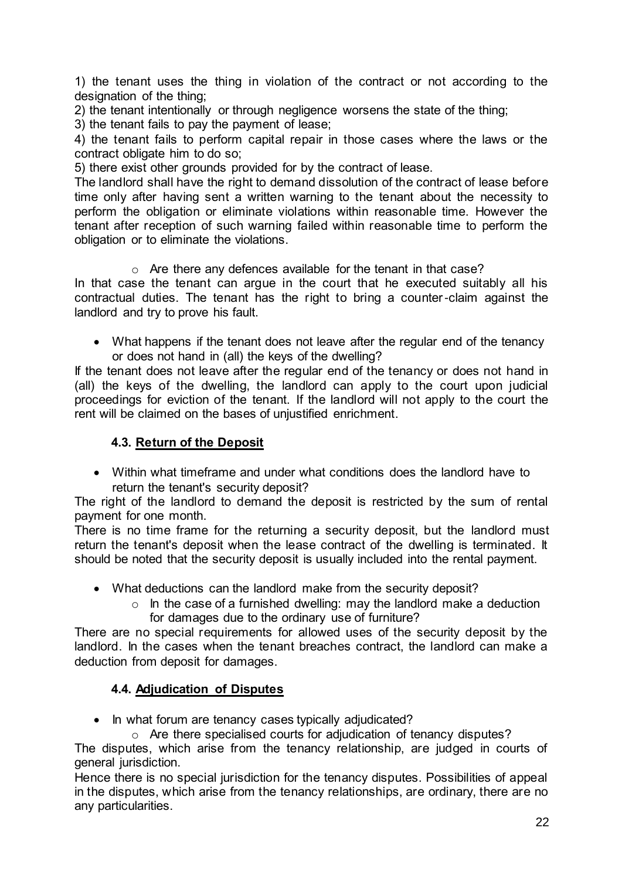1) the tenant uses the thing in violation of the contract or not according to the designation of the thing;

2) the tenant intentionally or through negligence worsens the state of the thing;

3) the tenant fails to pay the payment of lease;

4) the tenant fails to perform capital repair in those cases where the laws or the contract obligate him to do so;

5) there exist other grounds provided for by the contract of lease.

The landlord shall have the right to demand dissolution of the contract of lease before time only after having sent a written warning to the tenant about the necessity to perform the obligation or eliminate violations within reasonable time. However the tenant after reception of such warning failed within reasonable time to perform the obligation or to eliminate the violations.

- Are there any defences available for the tenant in that case?

In that case the tenant can argue in the court that he executed suitably all his contractual duties. The tenant has the right to bring a counter-claim against the landlord and try to prove his fault.

- What happens if the tenant does not leave after the regular end of the tenancy or does not hand in (all) the keys of the dwelling?

If the tenant does not leave after the regular end of the tenancy or does not hand in (all) the keys of the dwelling, the landlord can apply to the court upon judicial proceedings for eviction of the tenant. If the landlord will not apply to the court the rent will be claimed on the bases of unjustified enrichment.

### 4.3. Return of the Deposit

- Within what timeframe and under what conditions does the landlord have to return the tenant's security deposit?

The right of the landlord to demand the deposit is restricted by the sum of rental payment for one month.

There is no time frame for the returning a security deposit, but the landlord must return the tenant's deposit when the lease contract of the dwelling is terminated. It should be noted that the security deposit is usually included into the rental payment.

- What deductions can the landlord make from the security deposit?
  - In the case of a furnished dwelling: may the landlord make a deduction for damages due to the ordinary use of furniture?

There are no special requirements for allowed uses of the security deposit by the landlord. In the cases when the tenant breaches contract, the landlord can make a deduction from deposit for damages.

### 4.4. Adjudication of Disputes

- In what forum are tenancy cases typically adjudicated?
  - Are there specialised courts for adjudication of tenancy disputes?

The disputes, which arise from the tenancy relationship, are judged in courts of general jurisdiction.

Hence there is no special jurisdiction for the tenancy disputes. Possibilities of appeal in the disputes, which arise from the tenancy relationships, are ordinary, there are no any particularities.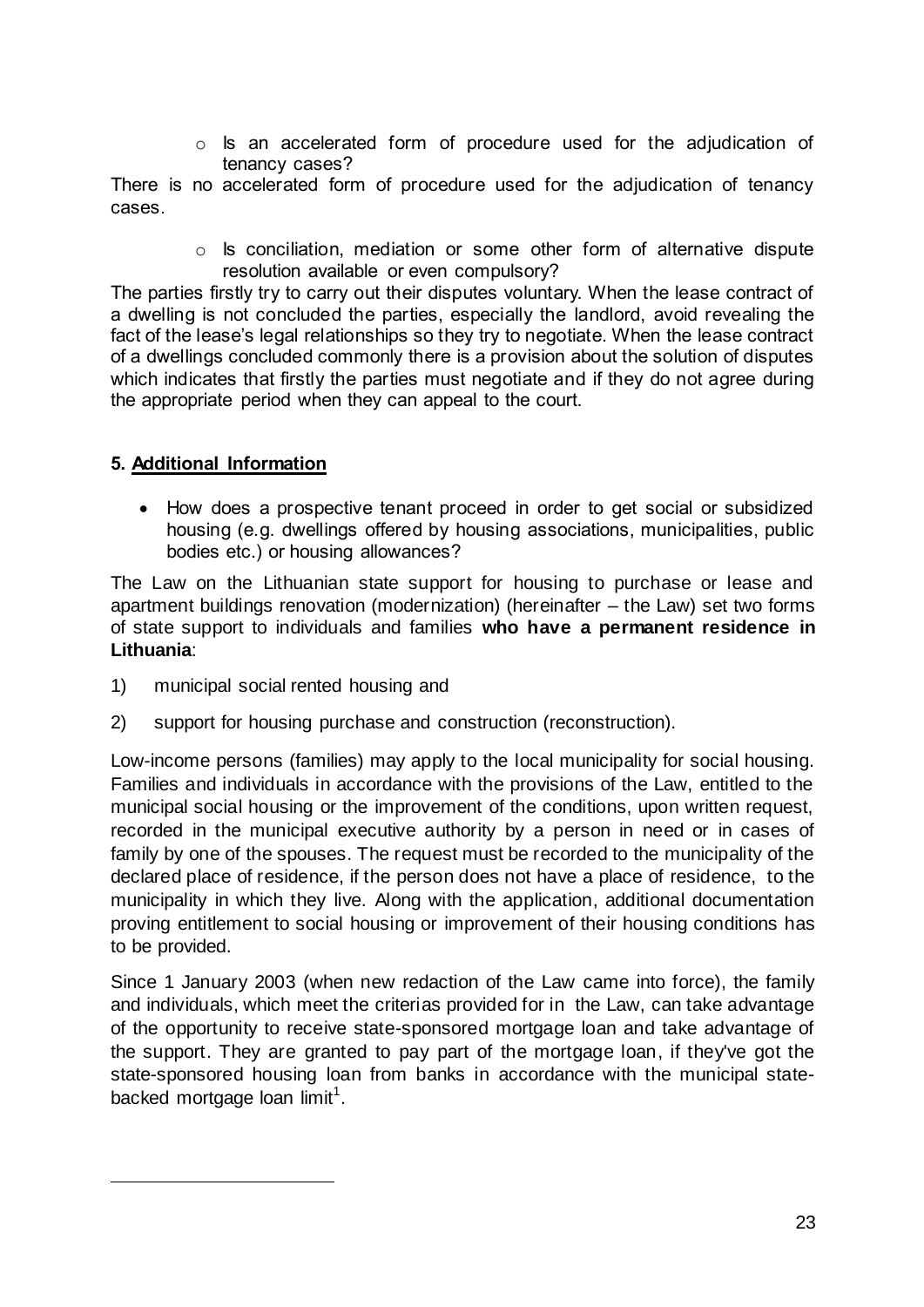- Is an accelerated form of procedure used for the adjudication of tenancy cases?

There is no accelerated form of procedure used for the adjudication of tenancy cases.

- Is conciliation, mediation or some other form of alternative dispute resolution available or even compulsory?

The parties firstly try to carry out their disputes voluntary. When the lease contract of a dwelling is not concluded the parties, especially the landlord, avoid revealing the fact of the lease's legal relationships so they try to negotiate. When the lease contract of a dwellings concluded commonly there is a provision about the solution of disputes which indicates that firstly the parties must negotiate and if they do not agree during the appropriate period when they can appeal to the court.

## 5. Additional Information

- How does a prospective tenant proceed in order to get social or subsidized housing (e.g. dwellings offered by housing associations, municipalities, public bodies etc.) or housing allowances?

The Law on the Lithuanian state support for housing to purchase or lease and apartment buildings renovation (modernization) (hereinafter – the Law) set two forms of state support to individuals and families **who have a permanent residence in Lithuania**:

1) municipal social rented housing and

2) support for housing purchase and construction (reconstruction).

Low-income persons (families) may apply to the local municipality for social housing. Families and individuals in accordance with the provisions of the Law, entitled to the municipal social housing or the improvement of the conditions, upon written request, recorded in the municipal executive authority by a person in need or in cases of family by one of the spouses. The request must be recorded to the municipality of the declared place of residence, if the person does not have a place of residence, to the municipality in which they live. Along with the application, additional documentation proving entitlement to social housing or improvement of their housing conditions has to be provided.

Since 1 January 2003 (when new redaction of the Law came into force), the family and individuals, which meet the criterias provided for in the Law, can take advantage of the opportunity to receive state-sponsored mortgage loan and take advantage of the support. They are granted to pay part of the mortgage loan, if they've got the state-sponsored housing loan from banks in accordance with the municipal state-backed mortgage loan limit[1].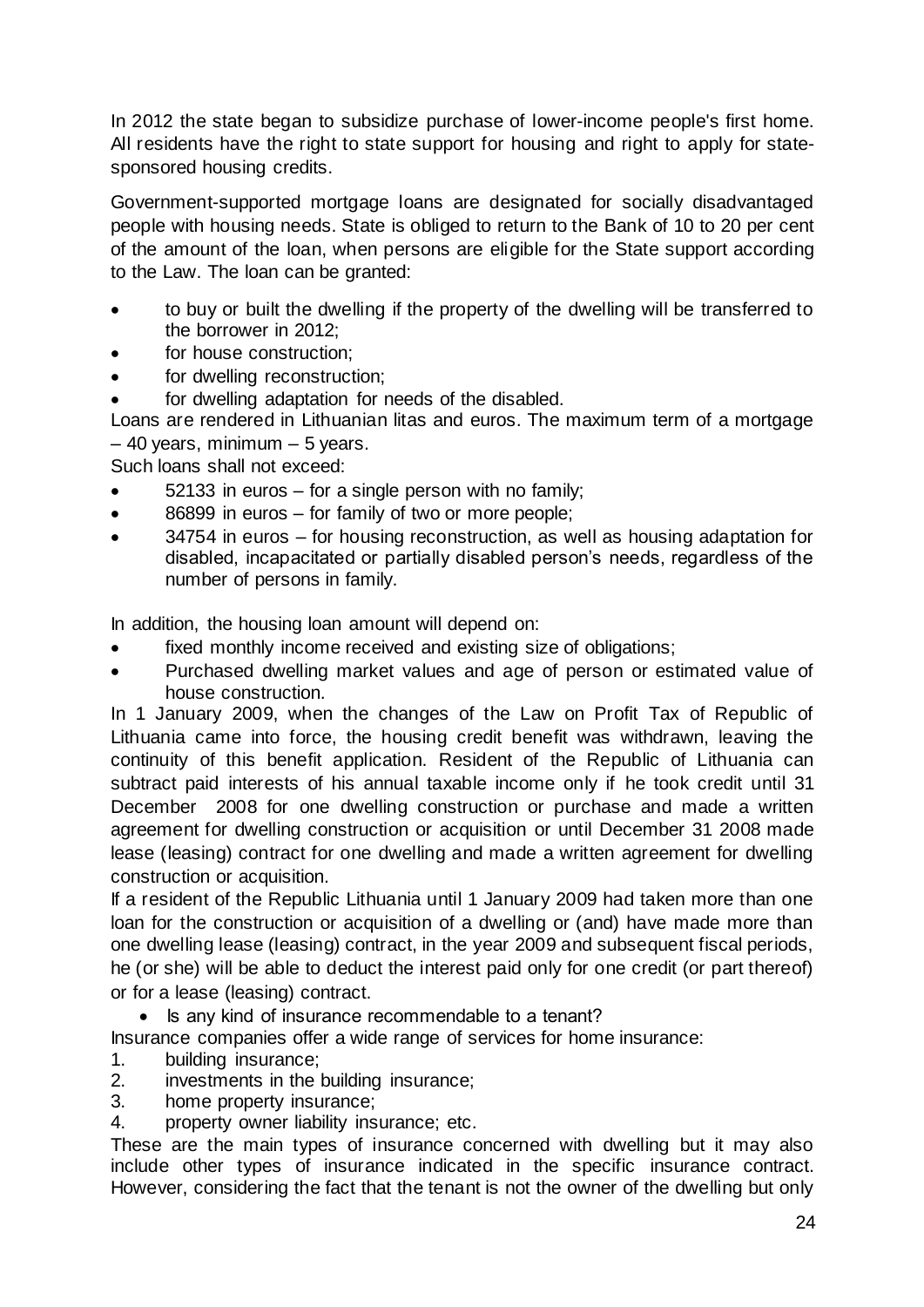In 2012 the state began to subsidize purchase of lower-income people's first home. All residents have the right to state support for housing and right to apply for state-sponsored housing credits.

Government-supported mortgage loans are designated for socially disadvantaged people with housing needs. State is obliged to return to the Bank of 10 to 20 per cent of the amount of the loan, when persons are eligible for the State support according to the Law. The loan can be granted:

- to buy or built the dwelling if the property of the dwelling will be transferred to the borrower in 2012;
- for house construction;
- for dwelling reconstruction;
- for dwelling adaptation for needs of the disabled.

Loans are rendered in Lithuanian litas and euros. The maximum term of a mortgage – 40 years, minimum – 5 years.

Such loans shall not exceed:

- 52133 in euros – for a single person with no family;
- 86899 in euros – for family of two or more people;
- 34754 in euros – for housing reconstruction, as well as housing adaptation for disabled, incapacitated or partially disabled person's needs, regardless of the number of persons in family.

In addition, the housing loan amount will depend on:

- fixed monthly income received and existing size of obligations;
- Purchased dwelling market values and age of person or estimated value of house construction.

In 1 January 2009, when the changes of the Law on Profit Tax of Republic of Lithuania came into force, the housing credit benefit was withdrawn, leaving the continuity of this benefit application. Resident of the Republic of Lithuania can subtract paid interests of his annual taxable income only if he took credit until 31 December 2008 for one dwelling construction or purchase and made a written agreement for dwelling construction or acquisition or until December 31 2008 made lease (leasing) contract for one dwelling and made a written agreement for dwelling construction or acquisition.

If a resident of the Republic Lithuania until 1 January 2009 had taken more than one loan for the construction or acquisition of a dwelling or (and) have made more than one dwelling lease (leasing) contract, in the year 2009 and subsequent fiscal periods, he (or she) will be able to deduct the interest paid only for one credit (or part thereof) or for a lease (leasing) contract.

- Is any kind of insurance recommendable to a tenant?

Insurance companies offer a wide range of services for home insurance:

1. building insurance;
2. investments in the building insurance;
3. home property insurance;
4. property owner liability insurance; etc.

These are the main types of insurance concerned with dwelling but it may also include other types of insurance indicated in the specific insurance contract. However, considering the fact that the tenant is not the owner of the dwelling but only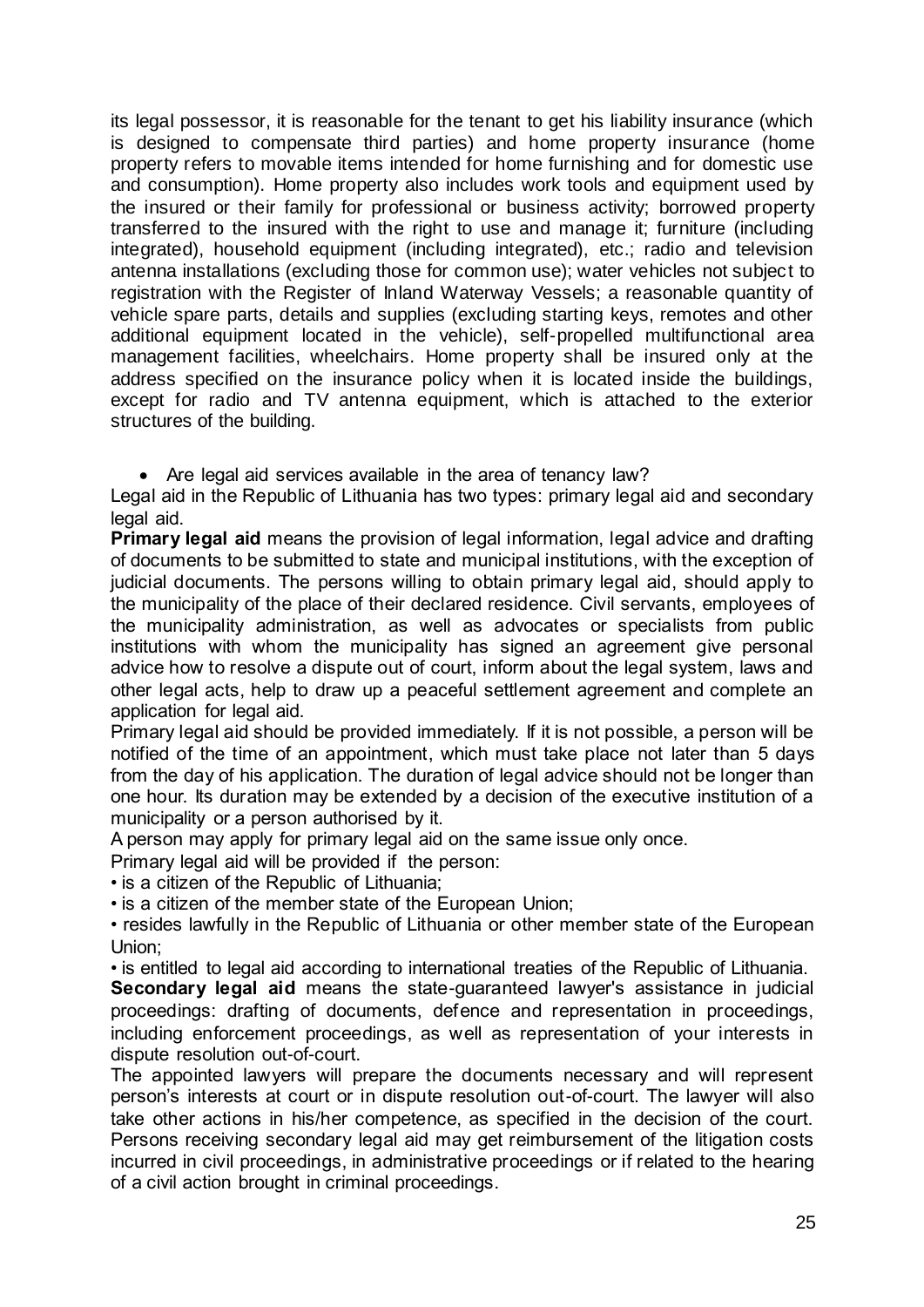its legal possessor, it is reasonable for the tenant to get his liability insurance (which is designed to compensate third parties) and home property insurance (home property refers to movable items intended for home furnishing and for domestic use and consumption). Home property also includes work tools and equipment used by the insured or their family for professional or business activity; borrowed property transferred to the insured with the right to use and manage it; furniture (including integrated), household equipment (including integrated), etc.; radio and television antenna installations (excluding those for common use); water vehicles not subject to registration with the Register of Inland Waterway Vessels; a reasonable quantity of vehicle spare parts, details and supplies (excluding starting keys, remotes and other additional equipment located in the vehicle), self-propelled multifunctional area management facilities, wheelchairs. Home property shall be insured only at the address specified on the insurance policy when it is located inside the buildings, except for radio and TV antenna equipment, which is attached to the exterior structures of the building.

- Are legal aid services available in the area of tenancy law?

Legal aid in the Republic of Lithuania has two types: primary legal aid and secondary legal aid.

**Primary legal aid** means the provision of legal information, legal advice and drafting of documents to be submitted to state and municipal institutions, with the exception of judicial documents. The persons willing to obtain primary legal aid, should apply to the municipality of the place of their declared residence. Civil servants, employees of the municipality administration, as well as advocates or specialists from public institutions with whom the municipality has signed an agreement give personal advice how to resolve a dispute out of court, inform about the legal system, laws and other legal acts, help to draw up a peaceful settlement agreement and complete an application for legal aid.

Primary legal aid should be provided immediately. If it is not possible, a person will be notified of the time of an appointment, which must take place not later than 5 days from the day of his application. The duration of legal advice should not be longer than one hour. Its duration may be extended by a decision of the executive institution of a municipality or a person authorised by it.

A person may apply for primary legal aid on the same issue only once.

Primary legal aid will be provided if the person:

- is a citizen of the Republic of Lithuania;
- is a citizen of the member state of the European Union;
- resides lawfully in the Republic of Lithuania or other member state of the European Union;
- is entitled to legal aid according to international treaties of the Republic of Lithuania.

**Secondary legal aid** means the state-guaranteed lawyer's assistance in judicial proceedings: drafting of documents, defence and representation in proceedings, including enforcement proceedings, as well as representation of your interests in dispute resolution out-of-court.

The appointed lawyers will prepare the documents necessary and will represent person's interests at court or in dispute resolution out-of-court. The lawyer will also take other actions in his/her competence, as specified in the decision of the court. Persons receiving secondary legal aid may get reimbursement of the litigation costs incurred in civil proceedings, in administrative proceedings or if related to the hearing of a civil action brought in criminal proceedings.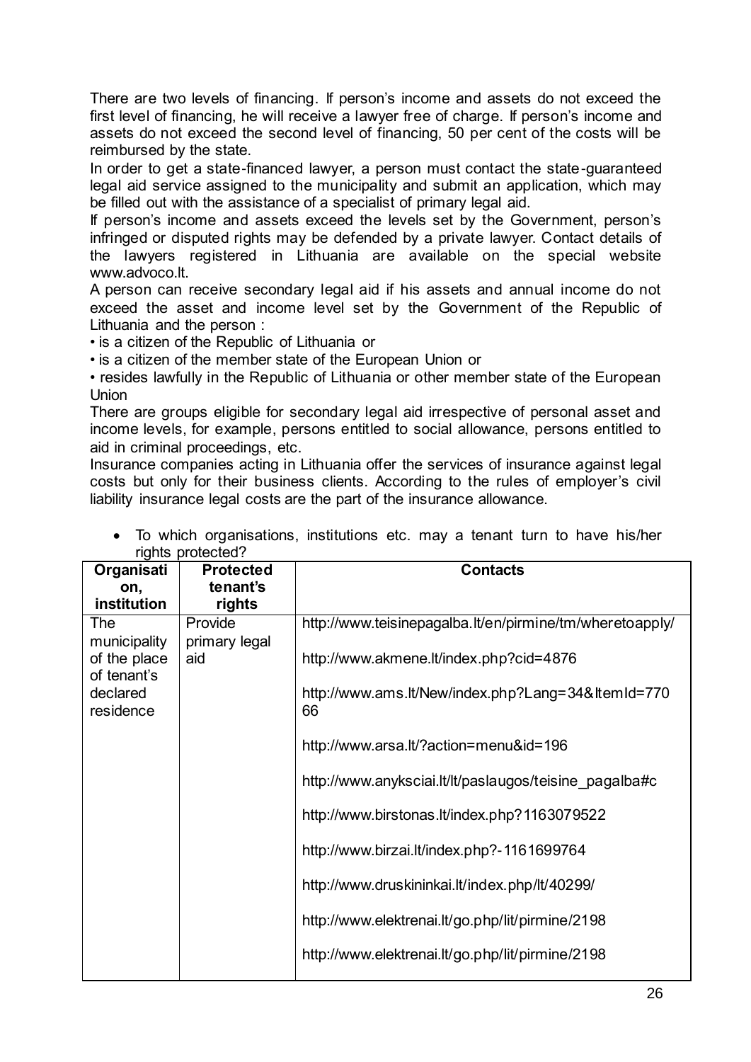There are two levels of financing. If person's income and assets do not exceed the first level of financing, he will receive a lawyer free of charge. If person's income and assets do not exceed the second level of financing, 50 per cent of the costs will be reimbursed by the state.

In order to get a state-financed lawyer, a person must contact the state-guaranteed legal aid service assigned to the municipality and submit an application, which may be filled out with the assistance of a specialist of primary legal aid.

If person's income and assets exceed the levels set by the Government, person's infringed or disputed rights may be defended by a private lawyer. Contact details of the lawyers registered in Lithuania are available on the special website www.advoco.lt.

A person can receive secondary legal aid if his assets and annual income do not exceed the asset and income level set by the Government of the Republic of Lithuania and the person :

- is a citizen of the Republic of Lithuania or
- is a citizen of the member state of the European Union or
- resides lawfully in the Republic of Lithuania or other member state of the European Union

There are groups eligible for secondary legal aid irrespective of personal asset and income levels, for example, persons entitled to social allowance, persons entitled to aid in criminal proceedings, etc.

Insurance companies acting in Lithuania offer the services of insurance against legal costs but only for their business clients. According to the rules of employer's civil liability insurance legal costs are the part of the insurance allowance.

- To which organisations, institutions etc. may a tenant turn to have his/her rights protected?

| Organisation, institution | Protected tenant's rights | Contacts |
|---|---|---|
| The municipality of the place of tenant's declared residence | Provide primary legal aid | http://www.teisinepagalba.lt/en/pirmine/tm/wheretoapply/<br><br>http://www.akmene.lt/index.php?cid=4876<br><br>http://www.ams.lt/New/index.php?Lang=34&ItemId=77066<br><br>http://www.arsa.lt/?action=menu&id=196<br><br>http://www.anyksciai.lt/lt/paslaugos/teisine_pagalba#c<br><br>http://www.birstonas.lt/index.php?1163079522<br><br>http://www.birzai.lt/index.php?-1161699764<br><br>http://www.druskininkai.lt/index.php/lt/40299/<br><br>http://www.elektrenai.lt/go.php/lit/pirmine/2198<br><br>http://www.elektrenai.lt/go.php/lit/pirmine/2198 |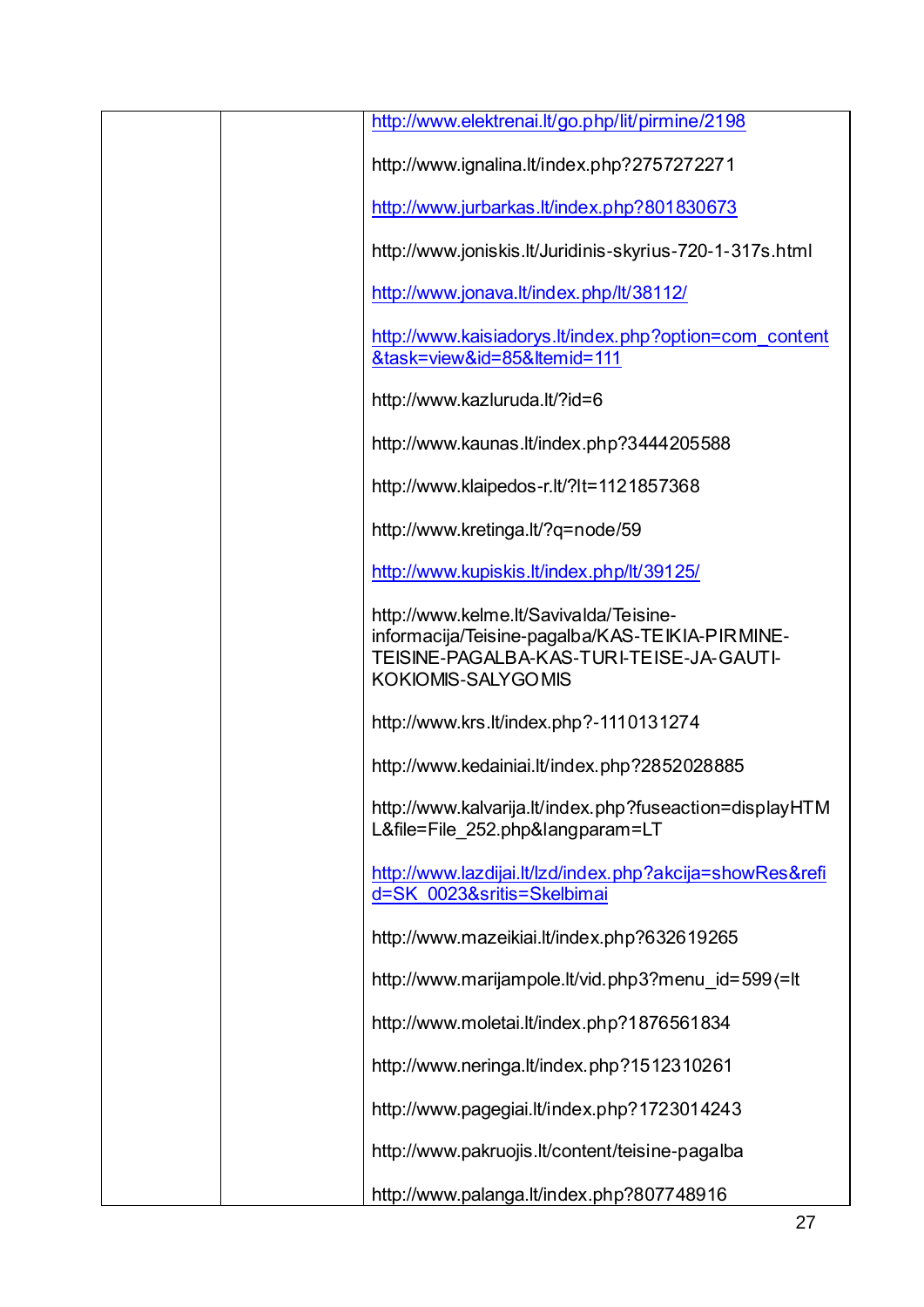|  |  | http://www.elektrenai.lt/go.php/lit/pirmine/2198<br><br>http://www.ignalina.lt/index.php?2757272271<br><br>http://www.jurbarkas.lt/index.php?801830673<br><br>http://www.joniskis.lt/Juridinis-skyrius-720-1-317s.html<br><br>http://www.jonava.lt/index.php/lt/38112/<br><br>http://www.kaisiadorys.lt/index.php?option=com_content&task=view&id=85&Itemid=111<br><br>http://www.kazluruda.lt/?id=6<br><br>http://www.kaunas.lt/index.php?3444205588<br><br>http://www.klaipedos-r.lt/?lt=1121857368<br><br>http://www.kretinga.lt/?q=node/59<br><br>http://www.kupiskis.lt/index.php/lt/39125/<br><br>http://www.kelme.lt/Savivalda/Teisine-informacija/Teisine-pagalba/KAS-TEIKIA-PIRMINE-TEISINE-PAGALBA-KAS-TURI-TEISE-JA-GAUTI-KOKIOMIS-SALYGOMIS<br><br>http://www.krs.lt/index.php?-1110131274<br><br>http://www.kedainiai.lt/index.php?2852028885<br><br>http://www.kalvarija.lt/index.php?fuseaction=displayHTML&file=File_252.php&langparam=LT<br><br>http://www.lazdijai.lt/lzd/index.php?akcija=showRes&refid=SK_0023&sritis=Skelbimai<br><br>http://www.mazeikiai.lt/index.php?632619265<br><br>http://www.marijampole.lt/vid.php3?menu_id=599⟨=lt<br><br>http://www.moletai.lt/index.php?1876561834<br><br>http://www.neringa.lt/index.php?1512310261<br><br>http://www.pagegiai.lt/index.php?1723014243<br><br>http://www.pakruojis.lt/content/teisine-pagalba<br><br>http://www.palanga.lt/index.php?807748916 |
|---|---|---|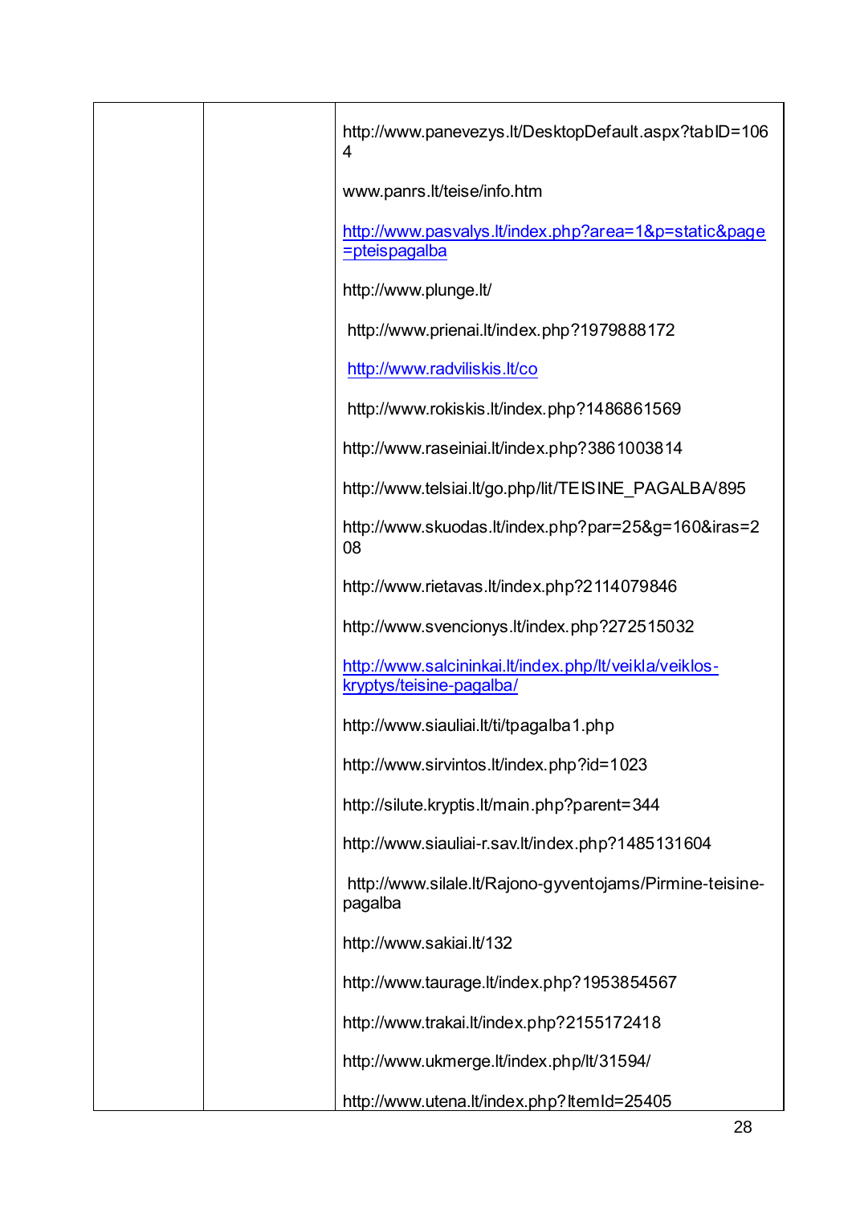| | | |
|---|---|---|
| | | http://www.panevezys.lt/DesktopDefault.aspx?tabID=1064<br><br>www.panrs.lt/teise/info.htm<br><br>http://www.pasvalys.lt/index.php?area=1&p=static&page=pteispagalba<br><br>http://www.plunge.lt/<br><br>http://www.prienai.lt/index.php?1979888172<br><br>http://www.radviliskis.lt/co<br><br>http://www.rokiskis.lt/index.php?1486861569<br><br>http://www.raseiniai.lt/index.php?3861003814<br><br>http://www.telsiai.lt/go.php/lit/TEISINE_PAGALBA/895<br><br>http://www.skuodas.lt/index.php?par=25&g=160&iras=208<br><br>http://www.rietavas.lt/index.php?2114079846<br><br>http://www.svencionys.lt/index.php?272515032<br><br>http://www.salcininkai.lt/index.php/lt/veikla/veiklos-kryptys/teisine-pagalba/<br><br>http://www.siauliai.lt/ti/tpagalba1.php<br><br>http://www.sirvintos.lt/index.php?id=1023<br><br>http://silute.kryptis.lt/main.php?parent=344<br><br>http://www.siauliai-r.sav.lt/index.php?1485131604<br><br>http://www.silale.lt/Rajono-gyventojams/Pirmine-teisine-pagalba<br><br>http://www.sakiai.lt/132<br><br>http://www.taurage.lt/index.php?1953854567<br><br>http://www.trakai.lt/index.php?2155172418<br><br>http://www.ukmerge.lt/index.php/lt/31594/<br><br>http://www.utena.lt/index.php?ItemId=25405 |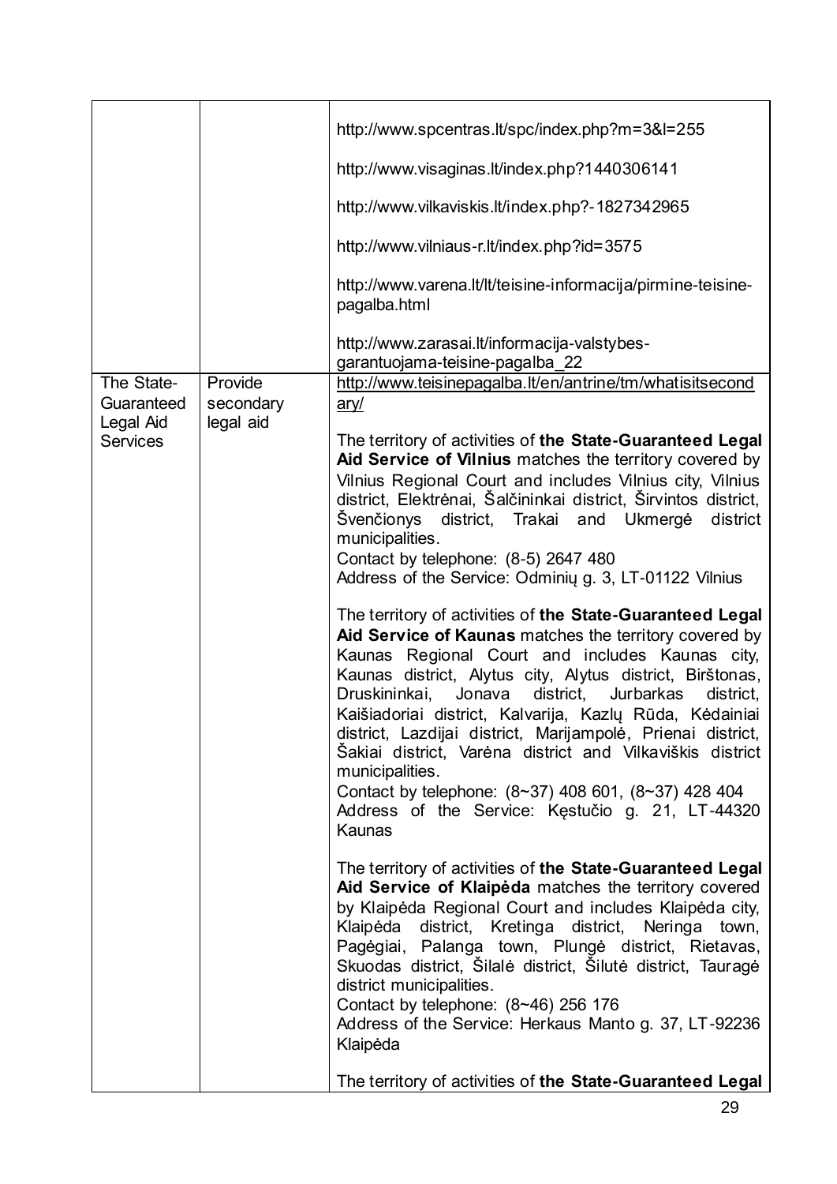| | | |
|---|---|---|
| | | http://www.spcentras.lt/spc/index.php?m=3&l=255<br><br>http://www.visaginas.lt/index.php?1440306141<br><br>http://www.vilkaviskis.lt/index.php?-1827342965<br><br>http://www.vilniaus-r.lt/index.php?id=3575<br><br>http://www.varena.lt/lt/teisine-informacija/pirmine-teisine-pagalba.html<br><br>http://www.zarasai.lt/informacija-valstybes-garantuojama-teisine-pagalba_22 |
| The State-Guaranteed Legal Aid Services | Provide secondary legal aid | http://www.teisinepagalba.lt/en/antrine/tm/whatisitsecondary/<br><br>The territory of activities of **the State-Guaranteed Legal Aid Service of Vilnius** matches the territory covered by Vilnius Regional Court and includes Vilnius city, Vilnius district, Elektrėnai, Šalčininkai district, Širvintos district, Švenčionys district, Trakai and Ukmergė district municipalities.<br>Contact by telephone: (8-5) 2647 480<br>Address of the Service: Odminių g. 3, LT-01122 Vilnius<br><br>The territory of activities of **the State-Guaranteed Legal Aid Service of Kaunas** matches the territory covered by Kaunas Regional Court and includes Kaunas city, Kaunas district, Alytus city, Alytus district, Birštonas, Druskininkai, Jonava district, Jurbarkas district, Kaišiadoriai district, Kalvarija, Kazlų Rūda, Kėdainiai district, Lazdijai district, Marijampolė, Prienai district, Šakiai district, Varėna district and Vilkaviškis district municipalities.<br>Contact by telephone: (8~37) 408 601, (8~37) 428 404<br>Address of the Service: Kęstučio g. 21, LT-44320 Kaunas<br><br>The territory of activities of **the State-Guaranteed Legal Aid Service of Klaipėda** matches the territory covered by Klaipėda Regional Court and includes Klaipėda city, Klaipėda district, Kretinga district, Neringa town, Pagėgiai, Palanga town, Plungė district, Rietavas, Skuodas district, Šilalė district, Šilutė district, Tauragė district municipalities.<br>Contact by telephone: (8~46) 256 176<br>Address of the Service: Herkaus Manto g. 37, LT-92236 Klaipėda<br><br>The territory of activities of **the State-Guaranteed Legal** |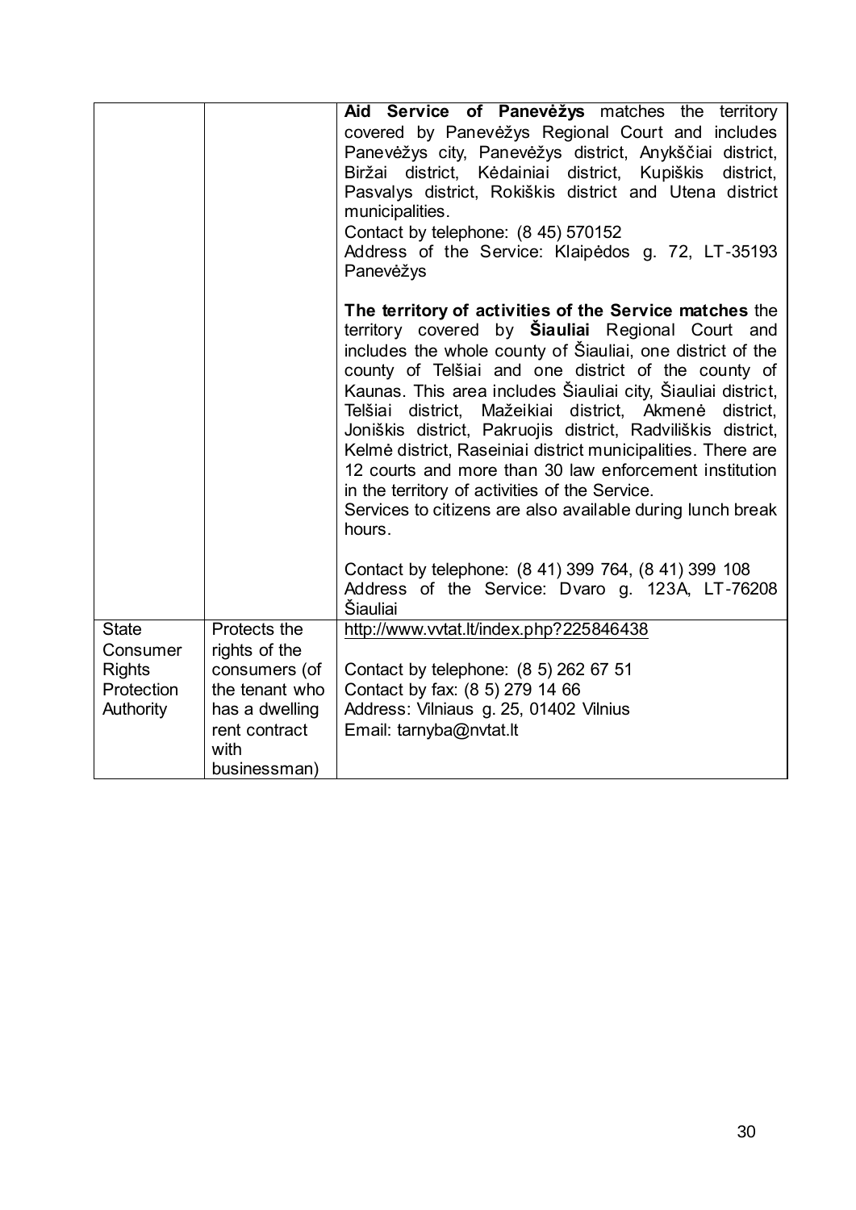| | | |
|---|---|---|
| | | **Aid Service of Panevėžys** matches the territory covered by Panevėžys Regional Court and includes Panevėžys city, Panevėžys district, Anykščiai district, Biržai district, Kėdainiai district, Kupiškis district, Pasvalys district, Rokiškis district and Utena district municipalities.<br>Contact by telephone: (8 45) 570152<br>Address of the Service: Klaipėdos g. 72, LT-35193 Panevėžys<br><br>**The territory of activities of the Service matches** the territory covered by **Šiauliai** Regional Court and includes the whole county of Šiauliai, one district of the county of Telšiai and one district of the county of Kaunas. This area includes Šiauliai city, Šiauliai district, Telšiai district, Mažeikiai district, Akmenė district, Joniškis district, Pakruojis district, Radviliškis district, Kelmė district, Raseiniai district municipalities. There are 12 courts and more than 30 law enforcement institution in the territory of activities of the Service.<br>Services to citizens are also available during lunch break hours.<br><br>Contact by telephone: (8 41) 399 764, (8 41) 399 108<br>Address of the Service: Dvaro g. 123A, LT-76208 Šiauliai |
| State Consumer Rights Protection Authority | Protects the rights of the consumers (of the tenant who has a dwelling rent contract with businessman) | http://www.vvtat.lt/index.php?225846438<br><br>Contact by telephone: (8 5) 262 67 51<br>Contact by fax: (8 5) 279 14 66<br>Address: Vilniaus g. 25, 01402 Vilnius<br>Email: tarnyba@nvtat.lt |